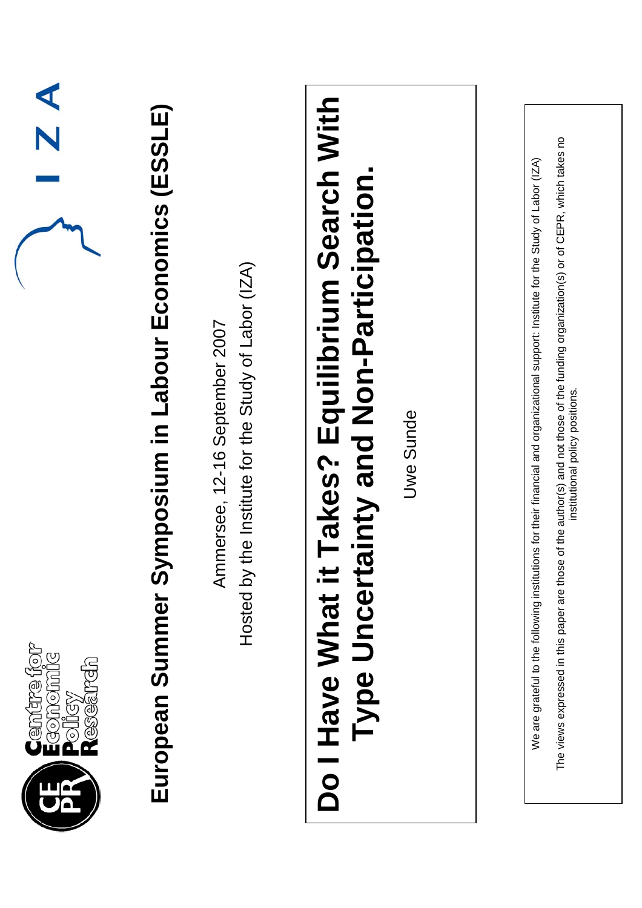# European Summer Symposium in Labour Economics (ESSLE)

Ammersee, 12-16 September 2007

Hosted by the Institute for the Study of Labor (IZA)

# Do I Have What it Takes? Equilibrium Search With Type Uncertainty and Non-Participation.

Uwe Sunde

We are grateful to the following institutions for their financial and organizational support: Institute for the Study of Labor (IZA)

The views expressed in this paper are those of the author(s) and not those of the funding organization(s) or of CEPR, which takes no institutional policy positions.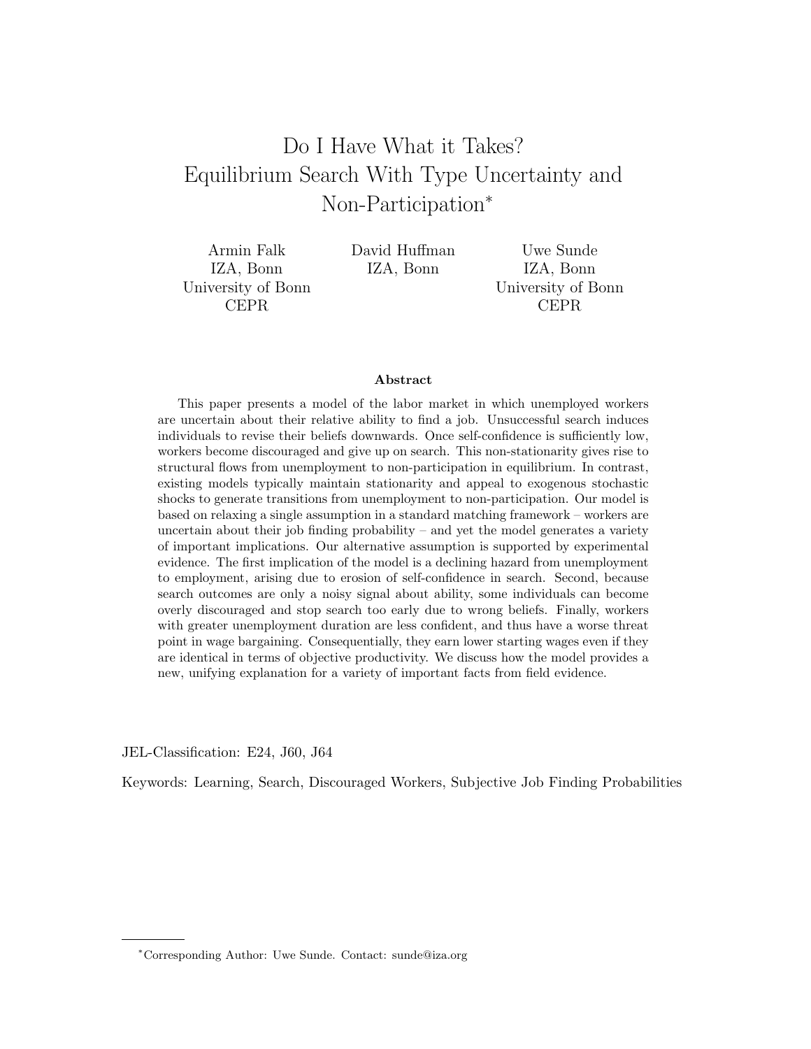# Do I Have What it Takes? Equilibrium Search With Type Uncertainty and Non-Participation*

Armin Falk
IZA, Bonn
University of Bonn
CEPR

David Huffman
IZA, Bonn

Uwe Sunde
IZA, Bonn
University of Bonn
CEPR

### Abstract

This paper presents a model of the labor market in which unemployed workers are uncertain about their relative ability to find a job. Unsuccessful search induces individuals to revise their beliefs downwards. Once self-confidence is sufficiently low, workers become discouraged and give up on search. This non-stationarity gives rise to structural flows from unemployment to non-participation in equilibrium. In contrast, existing models typically maintain stationarity and appeal to exogenous stochastic shocks to generate transitions from unemployment to non-participation. Our model is based on relaxing a single assumption in a standard matching framework – workers are uncertain about their job finding probability – and yet the model generates a variety of important implications. Our alternative assumption is supported by experimental evidence. The first implication of the model is a declining hazard from unemployment to employment, arising due to erosion of self-confidence in search. Second, because search outcomes are only a noisy signal about ability, some individuals can become overly discouraged and stop search too early due to wrong beliefs. Finally, workers with greater unemployment duration are less confident, and thus have a worse threat point in wage bargaining. Consequentially, they earn lower starting wages even if they are identical in terms of objective productivity. We discuss how the model provides a new, unifying explanation for a variety of important facts from field evidence.

JEL-Classification: E24, J60, J64

Keywords: Learning, Search, Discouraged Workers, Subjective Job Finding Probabilities

*Corresponding Author: Uwe Sunde. Contact: sunde@iza.org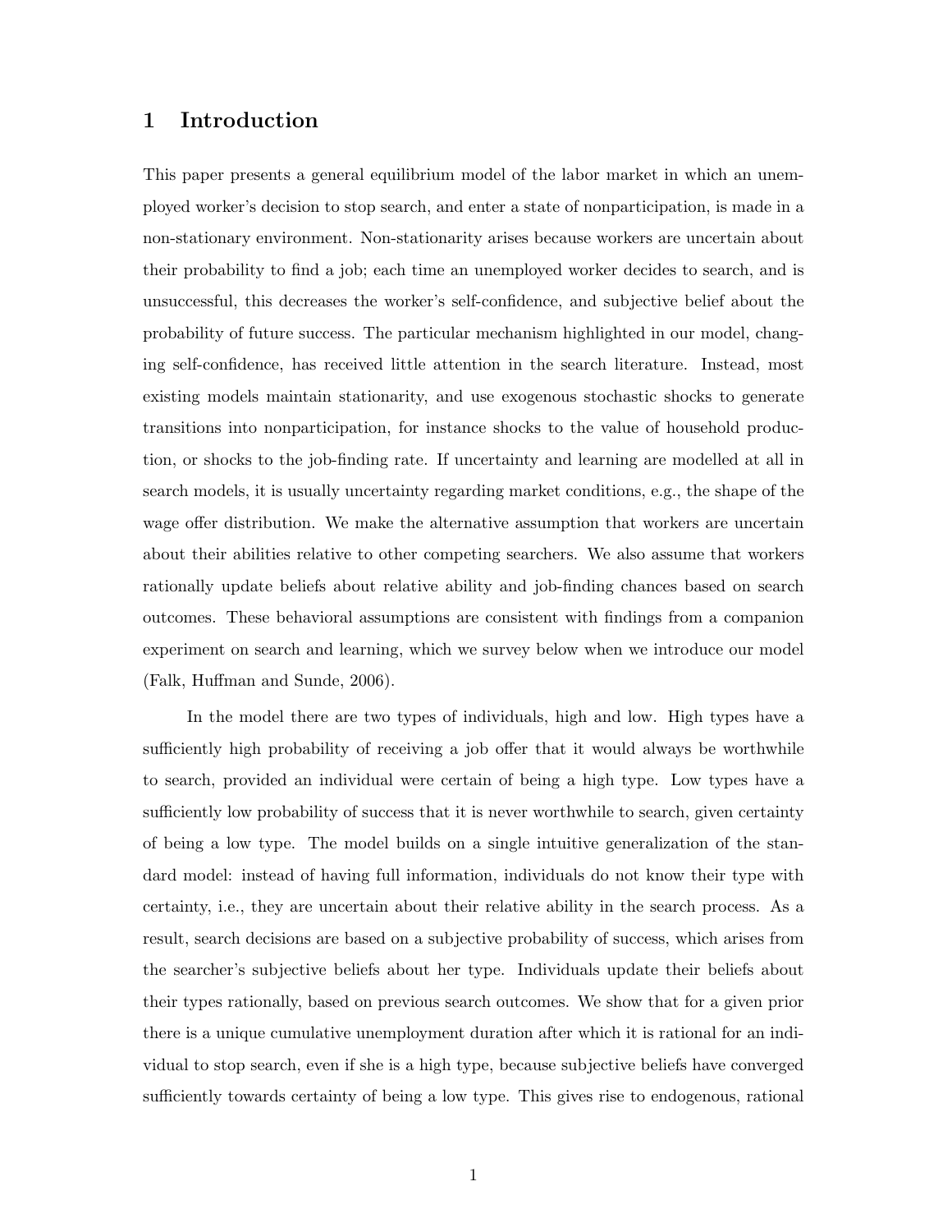# 1 Introduction

This paper presents a general equilibrium model of the labor market in which an unemployed worker's decision to stop search, and enter a state of nonparticipation, is made in a non-stationary environment. Non-stationarity arises because workers are uncertain about their probability to find a job; each time an unemployed worker decides to search, and is unsuccessful, this decreases the worker's self-confidence, and subjective belief about the probability of future success. The particular mechanism highlighted in our model, changing self-confidence, has received little attention in the search literature. Instead, most existing models maintain stationarity, and use exogenous stochastic shocks to generate transitions into nonparticipation, for instance shocks to the value of household production, or shocks to the job-finding rate. If uncertainty and learning are modelled at all in search models, it is usually uncertainty regarding market conditions, e.g., the shape of the wage offer distribution. We make the alternative assumption that workers are uncertain about their abilities relative to other competing searchers. We also assume that workers rationally update beliefs about relative ability and job-finding chances based on search outcomes. These behavioral assumptions are consistent with findings from a companion experiment on search and learning, which we survey below when we introduce our model (Falk, Huffman and Sunde, 2006).

In the model there are two types of individuals, high and low. High types have a sufficiently high probability of receiving a job offer that it would always be worthwhile to search, provided an individual were certain of being a high type. Low types have a sufficiently low probability of success that it is never worthwhile to search, given certainty of being a low type. The model builds on a single intuitive generalization of the standard model: instead of having full information, individuals do not know their type with certainty, i.e., they are uncertain about their relative ability in the search process. As a result, search decisions are based on a subjective probability of success, which arises from the searcher's subjective beliefs about her type. Individuals update their beliefs about their types rationally, based on previous search outcomes. We show that for a given prior there is a unique cumulative unemployment duration after which it is rational for an individual to stop search, even if she is a high type, because subjective beliefs have converged sufficiently towards certainty of being a low type. This gives rise to endogenous, rational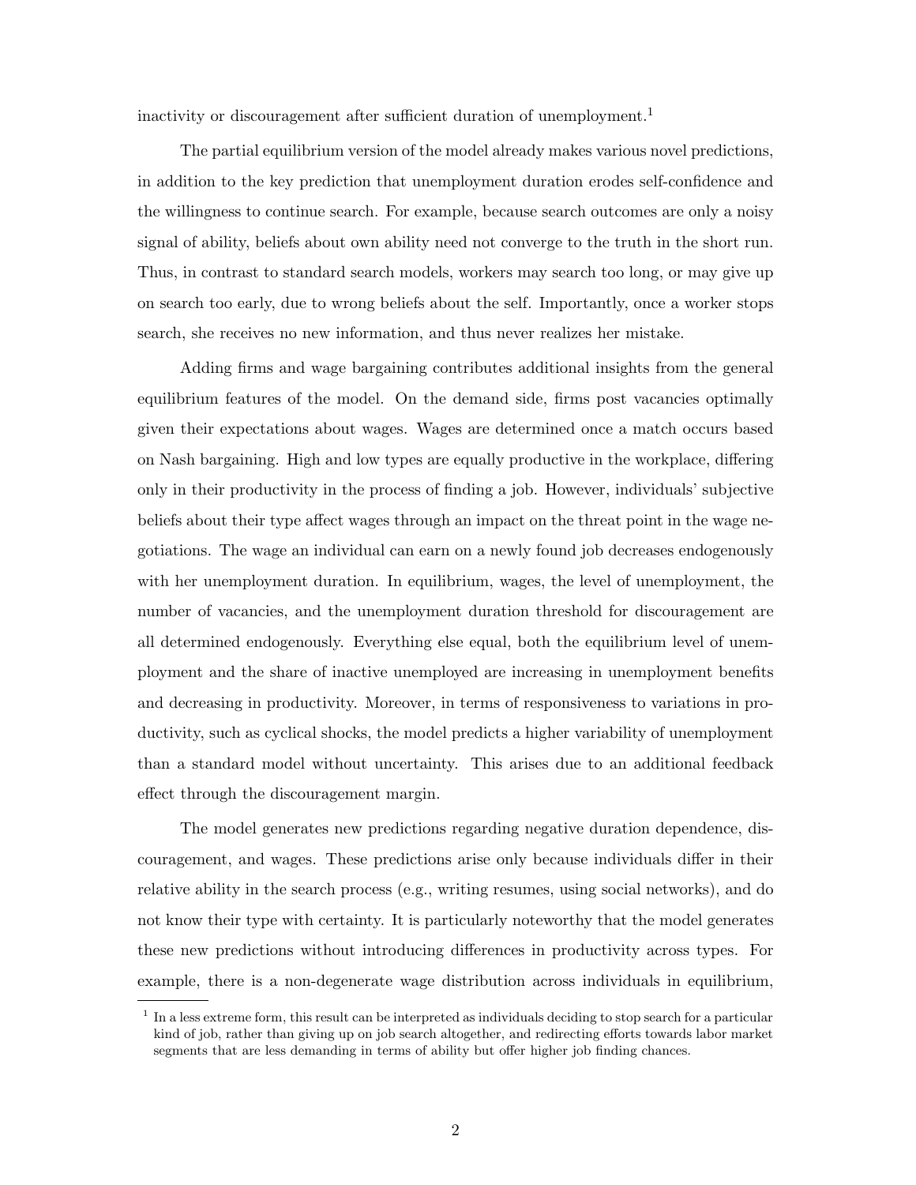inactivity or discouragement after sufficient duration of unemployment.[1]

The partial equilibrium version of the model already makes various novel predictions, in addition to the key prediction that unemployment duration erodes self-confidence and the willingness to continue search. For example, because search outcomes are only a noisy signal of ability, beliefs about own ability need not converge to the truth in the short run. Thus, in contrast to standard search models, workers may search too long, or may give up on search too early, due to wrong beliefs about the self. Importantly, once a worker stops search, she receives no new information, and thus never realizes her mistake.

Adding firms and wage bargaining contributes additional insights from the general equilibrium features of the model. On the demand side, firms post vacancies optimally given their expectations about wages. Wages are determined once a match occurs based on Nash bargaining. High and low types are equally productive in the workplace, differing only in their productivity in the process of finding a job. However, individuals' subjective beliefs about their type affect wages through an impact on the threat point in the wage negotiations. The wage an individual can earn on a newly found job decreases endogenously with her unemployment duration. In equilibrium, wages, the level of unemployment, the number of vacancies, and the unemployment duration threshold for discouragement are all determined endogenously. Everything else equal, both the equilibrium level of unemployment and the share of inactive unemployed are increasing in unemployment benefits and decreasing in productivity. Moreover, in terms of responsiveness to variations in productivity, such as cyclical shocks, the model predicts a higher variability of unemployment than a standard model without uncertainty. This arises due to an additional feedback effect through the discouragement margin.

The model generates new predictions regarding negative duration dependence, discouragement, and wages. These predictions arise only because individuals differ in their relative ability in the search process (e.g., writing resumes, using social networks), and do not know their type with certainty. It is particularly noteworthy that the model generates these new predictions without introducing differences in productivity across types. For example, there is a non-degenerate wage distribution across individuals in equilibrium,

[1] In a less extreme form, this result can be interpreted as individuals deciding to stop search for a particular kind of job, rather than giving up on job search altogether, and redirecting efforts towards labor market segments that are less demanding in terms of ability but offer higher job finding chances.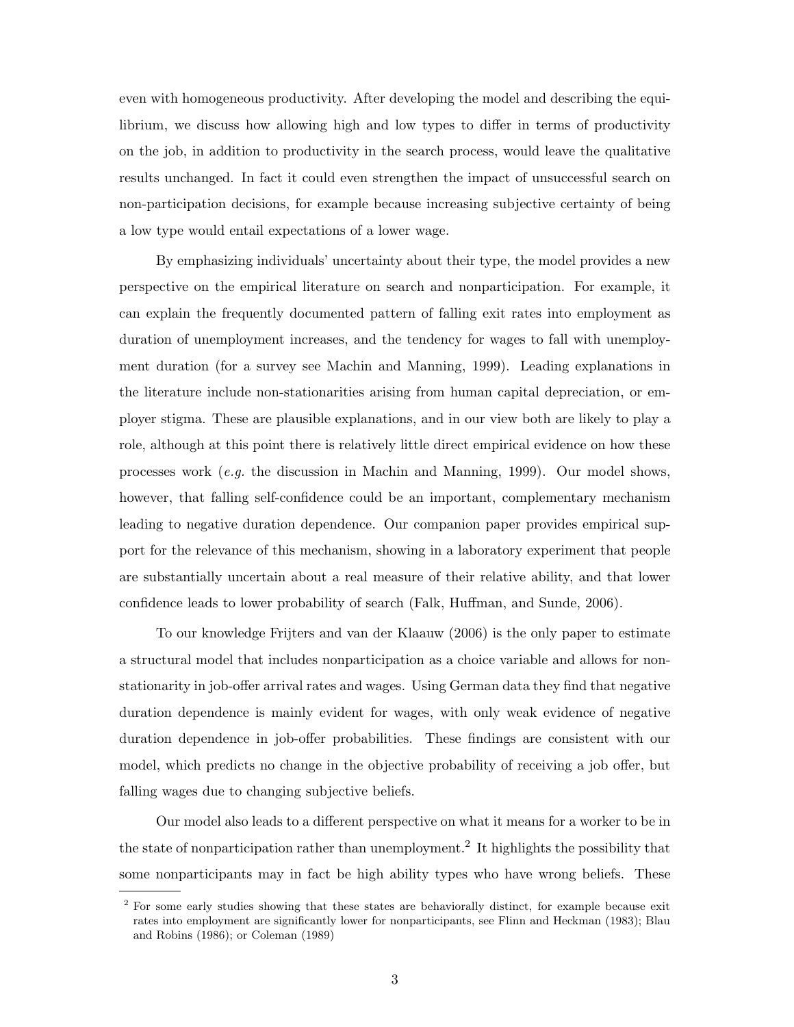even with homogeneous productivity. After developing the model and describing the equilibrium, we discuss how allowing high and low types to differ in terms of productivity on the job, in addition to productivity in the search process, would leave the qualitative results unchanged. In fact it could even strengthen the impact of unsuccessful search on non-participation decisions, for example because increasing subjective certainty of being a low type would entail expectations of a lower wage.

By emphasizing individuals' uncertainty about their type, the model provides a new perspective on the empirical literature on search and nonparticipation. For example, it can explain the frequently documented pattern of falling exit rates into employment as duration of unemployment increases, and the tendency for wages to fall with unemployment duration (for a survey see Machin and Manning, 1999). Leading explanations in the literature include non-stationarities arising from human capital depreciation, or employer stigma. These are plausible explanations, and in our view both are likely to play a role, although at this point there is relatively little direct empirical evidence on how these processes work (*e.g.* the discussion in Machin and Manning, 1999). Our model shows, however, that falling self-confidence could be an important, complementary mechanism leading to negative duration dependence. Our companion paper provides empirical support for the relevance of this mechanism, showing in a laboratory experiment that people are substantially uncertain about a real measure of their relative ability, and that lower confidence leads to lower probability of search (Falk, Huffman, and Sunde, 2006).

To our knowledge Frijters and van der Klaauw (2006) is the only paper to estimate a structural model that includes nonparticipation as a choice variable and allows for non-stationarity in job-offer arrival rates and wages. Using German data they find that negative duration dependence is mainly evident for wages, with only weak evidence of negative duration dependence in job-offer probabilities. These findings are consistent with our model, which predicts no change in the objective probability of receiving a job offer, but falling wages due to changing subjective beliefs.

Our model also leads to a different perspective on what it means for a worker to be in the state of nonparticipation rather than unemployment.[2] It highlights the possibility that some nonparticipants may in fact be high ability types who have wrong beliefs. These

[2] For some early studies showing that these states are behaviorally distinct, for example because exit rates into employment are significantly lower for nonparticipants, see Flinn and Heckman (1983); Blau and Robins (1986); or Coleman (1989)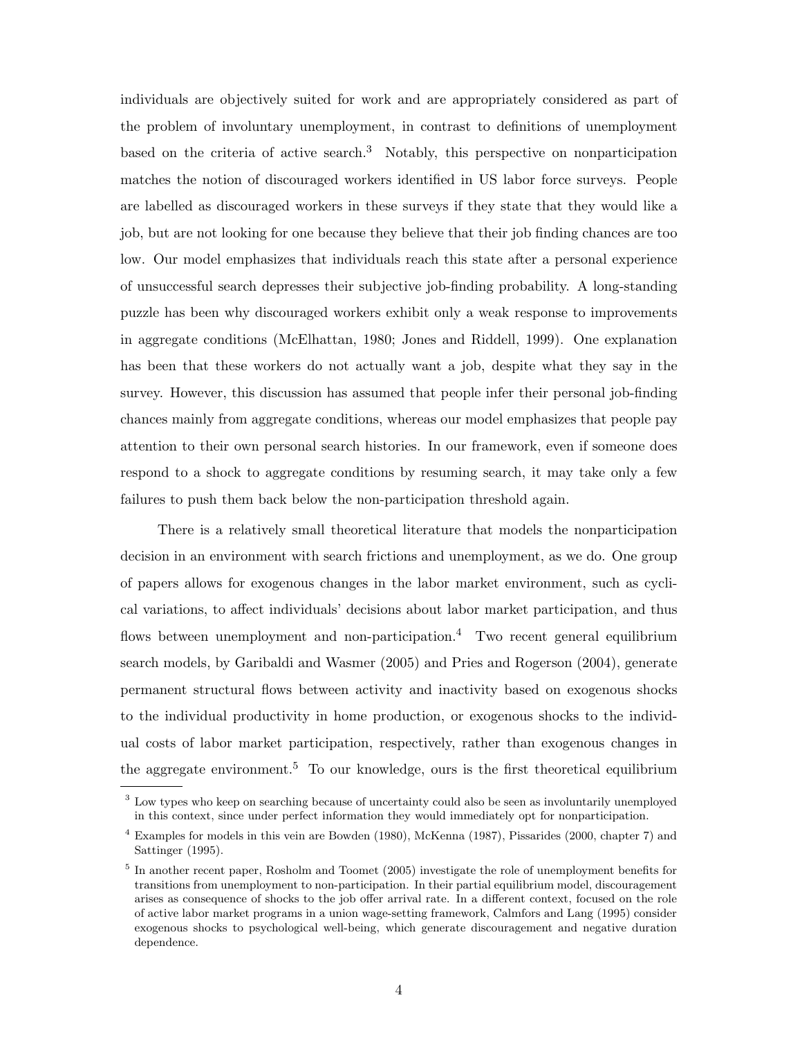individuals are objectively suited for work and are appropriately considered as part of the problem of involuntary unemployment, in contrast to definitions of unemployment based on the criteria of active search.[3] Notably, this perspective on nonparticipation matches the notion of discouraged workers identified in US labor force surveys. People are labelled as discouraged workers in these surveys if they state that they would like a job, but are not looking for one because they believe that their job finding chances are too low. Our model emphasizes that individuals reach this state after a personal experience of unsuccessful search depresses their subjective job-finding probability. A long-standing puzzle has been why discouraged workers exhibit only a weak response to improvements in aggregate conditions (McElhattan, 1980; Jones and Riddell, 1999). One explanation has been that these workers do not actually want a job, despite what they say in the survey. However, this discussion has assumed that people infer their personal job-finding chances mainly from aggregate conditions, whereas our model emphasizes that people pay attention to their own personal search histories. In our framework, even if someone does respond to a shock to aggregate conditions by resuming search, it may take only a few failures to push them back below the non-participation threshold again.

There is a relatively small theoretical literature that models the nonparticipation decision in an environment with search frictions and unemployment, as we do. One group of papers allows for exogenous changes in the labor market environment, such as cyclical variations, to affect individuals' decisions about labor market participation, and thus flows between unemployment and non-participation.[4] Two recent general equilibrium search models, by Garibaldi and Wasmer (2005) and Pries and Rogerson (2004), generate permanent structural flows between activity and inactivity based on exogenous shocks to the individual productivity in home production, or exogenous shocks to the individual costs of labor market participation, respectively, rather than exogenous changes in the aggregate environment.[5] To our knowledge, ours is the first theoretical equilibrium

[3] Low types who keep on searching because of uncertainty could also be seen as involuntarily unemployed in this context, since under perfect information they would immediately opt for nonparticipation.

[4] Examples for models in this vein are Bowden (1980), McKenna (1987), Pissarides (2000, chapter 7) and Sattinger (1995).

[5] In another recent paper, Rosholm and Toomet (2005) investigate the role of unemployment benefits for transitions from unemployment to non-participation. In their partial equilibrium model, discouragement arises as consequence of shocks to the job offer arrival rate. In a different context, focused on the role of active labor market programs in a union wage-setting framework, Calmfors and Lang (1995) consider exogenous shocks to psychological well-being, which generate discouragement and negative duration dependence.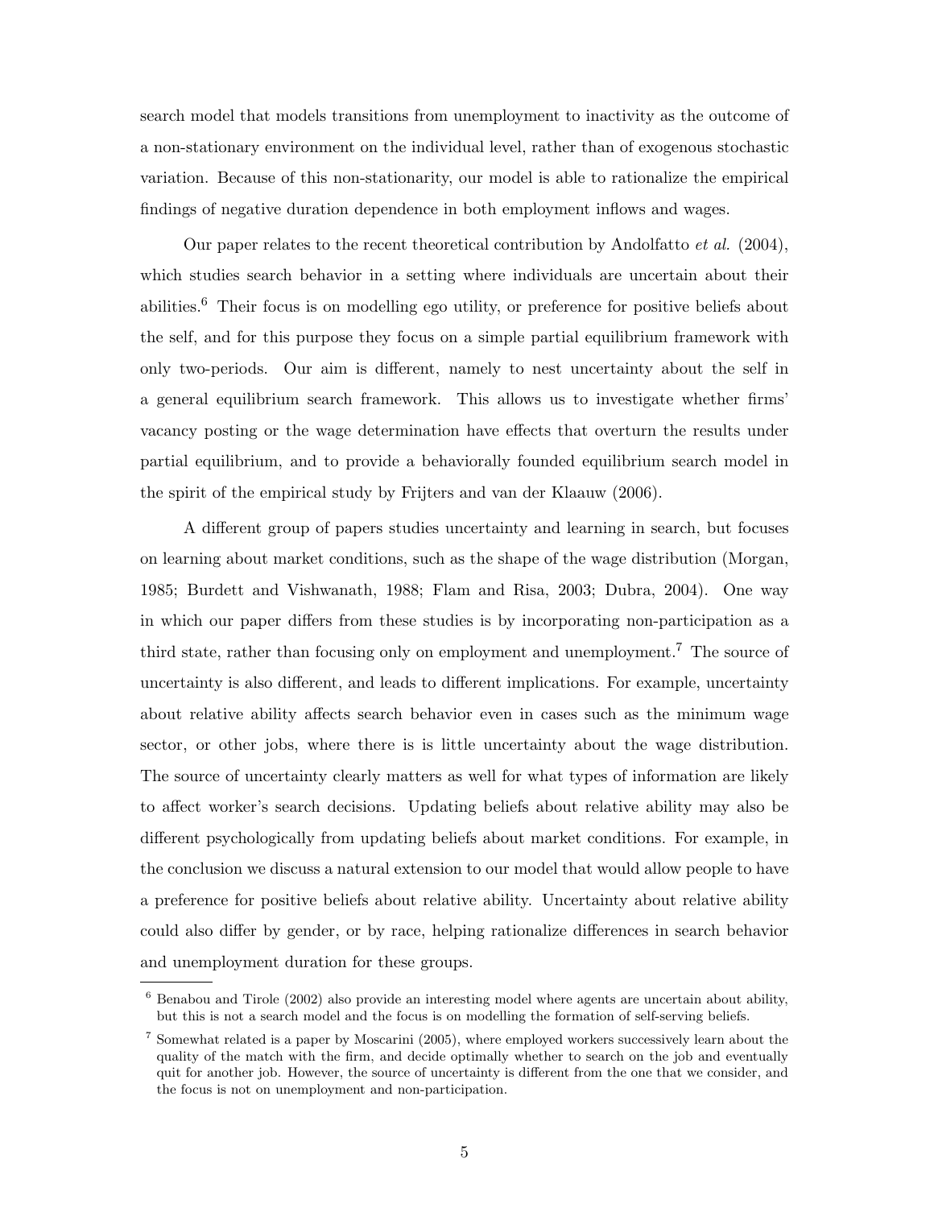search model that models transitions from unemployment to inactivity as the outcome of a non-stationary environment on the individual level, rather than of exogenous stochastic variation. Because of this non-stationarity, our model is able to rationalize the empirical findings of negative duration dependence in both employment inflows and wages.

Our paper relates to the recent theoretical contribution by Andolfatto *et al.* (2004), which studies search behavior in a setting where individuals are uncertain about their abilities.[6] Their focus is on modelling ego utility, or preference for positive beliefs about the self, and for this purpose they focus on a simple partial equilibrium framework with only two-periods. Our aim is different, namely to nest uncertainty about the self in a general equilibrium search framework. This allows us to investigate whether firms' vacancy posting or the wage determination have effects that overturn the results under partial equilibrium, and to provide a behaviorally founded equilibrium search model in the spirit of the empirical study by Frijters and van der Klaauw (2006).

A different group of papers studies uncertainty and learning in search, but focuses on learning about market conditions, such as the shape of the wage distribution (Morgan, 1985; Burdett and Vishwanath, 1988; Flam and Risa, 2003; Dubra, 2004). One way in which our paper differs from these studies is by incorporating non-participation as a third state, rather than focusing only on employment and unemployment.[7] The source of uncertainty is also different, and leads to different implications. For example, uncertainty about relative ability affects search behavior even in cases such as the minimum wage sector, or other jobs, where there is is little uncertainty about the wage distribution. The source of uncertainty clearly matters as well for what types of information are likely to affect worker's search decisions. Updating beliefs about relative ability may also be different psychologically from updating beliefs about market conditions. For example, in the conclusion we discuss a natural extension to our model that would allow people to have a preference for positive beliefs about relative ability. Uncertainty about relative ability could also differ by gender, or by race, helping rationalize differences in search behavior and unemployment duration for these groups.

[6] Benabou and Tirole (2002) also provide an interesting model where agents are uncertain about ability, but this is not a search model and the focus is on modelling the formation of self-serving beliefs.

[7] Somewhat related is a paper by Moscarini (2005), where employed workers successively learn about the quality of the match with the firm, and decide optimally whether to search on the job and eventually quit for another job. However, the source of uncertainty is different from the one that we consider, and the focus is not on unemployment and non-participation.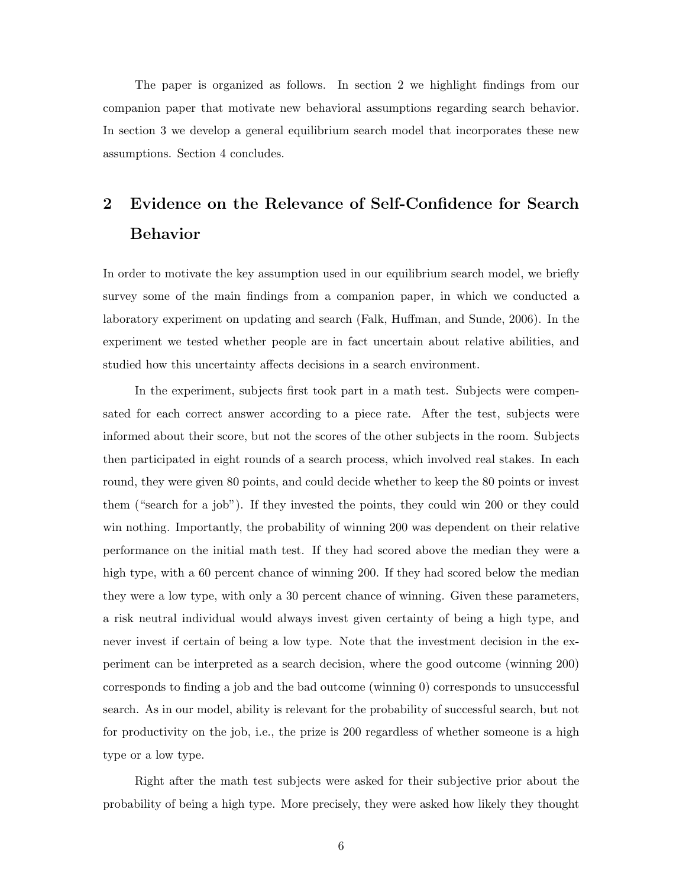The paper is organized as follows. In section 2 we highlight findings from our companion paper that motivate new behavioral assumptions regarding search behavior. In section 3 we develop a general equilibrium search model that incorporates these new assumptions. Section 4 concludes.

## 2 Evidence on the Relevance of Self-Confidence for Search Behavior

In order to motivate the key assumption used in our equilibrium search model, we briefly survey some of the main findings from a companion paper, in which we conducted a laboratory experiment on updating and search (Falk, Huffman, and Sunde, 2006). In the experiment we tested whether people are in fact uncertain about relative abilities, and studied how this uncertainty affects decisions in a search environment.

In the experiment, subjects first took part in a math test. Subjects were compensated for each correct answer according to a piece rate. After the test, subjects were informed about their score, but not the scores of the other subjects in the room. Subjects then participated in eight rounds of a search process, which involved real stakes. In each round, they were given 80 points, and could decide whether to keep the 80 points or invest them ("search for a job"). If they invested the points, they could win 200 or they could win nothing. Importantly, the probability of winning 200 was dependent on their relative performance on the initial math test. If they had scored above the median they were a high type, with a 60 percent chance of winning 200. If they had scored below the median they were a low type, with only a 30 percent chance of winning. Given these parameters, a risk neutral individual would always invest given certainty of being a high type, and never invest if certain of being a low type. Note that the investment decision in the experiment can be interpreted as a search decision, where the good outcome (winning 200) corresponds to finding a job and the bad outcome (winning 0) corresponds to unsuccessful search. As in our model, ability is relevant for the probability of successful search, but not for productivity on the job, i.e., the prize is 200 regardless of whether someone is a high type or a low type.

Right after the math test subjects were asked for their subjective prior about the probability of being a high type. More precisely, they were asked how likely they thought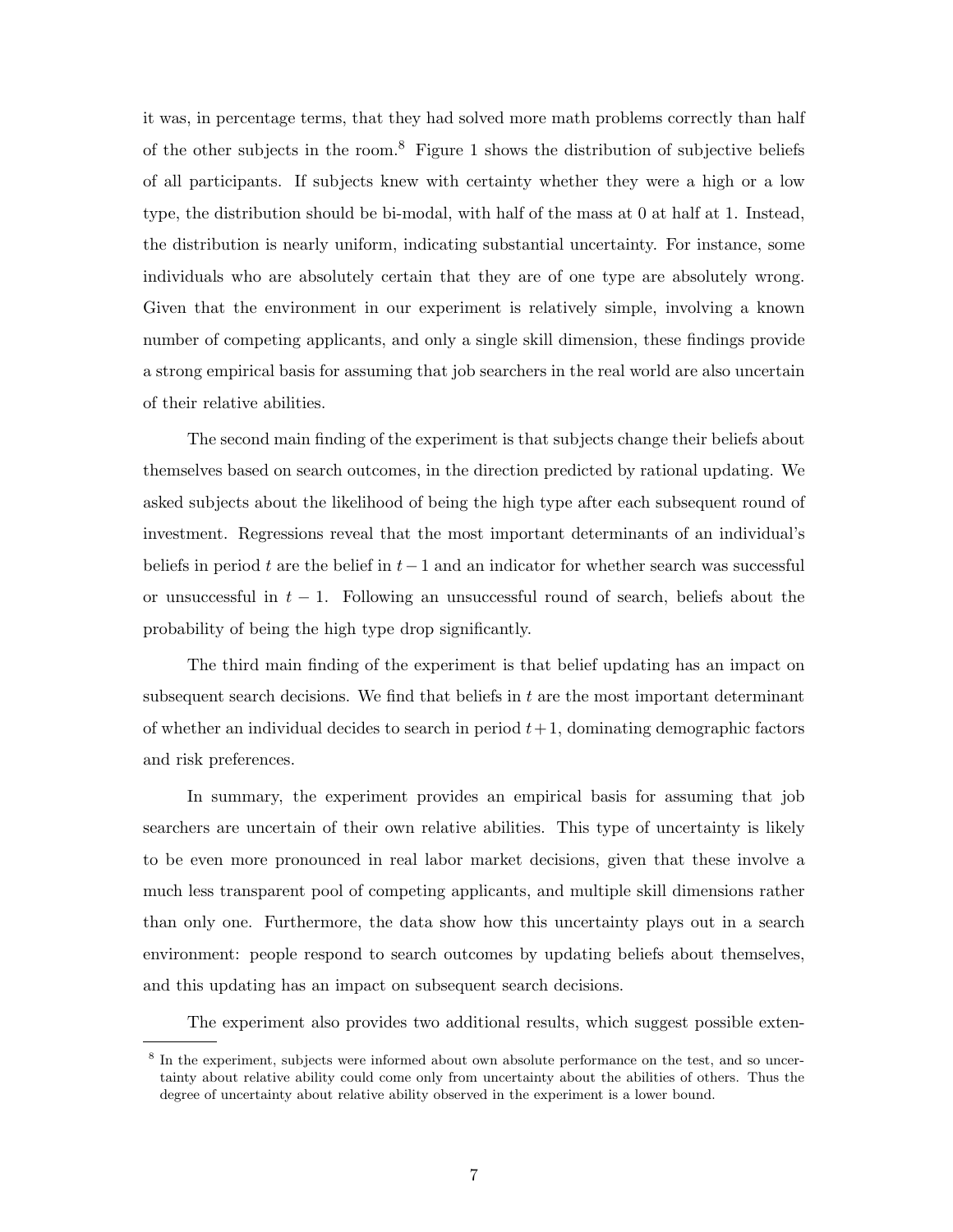it was, in percentage terms, that they had solved more math problems correctly than half of the other subjects in the room.[8] Figure 1 shows the distribution of subjective beliefs of all participants. If subjects knew with certainty whether they were a high or a low type, the distribution should be bi-modal, with half of the mass at 0 at half at 1. Instead, the distribution is nearly uniform, indicating substantial uncertainty. For instance, some individuals who are absolutely certain that they are of one type are absolutely wrong. Given that the environment in our experiment is relatively simple, involving a known number of competing applicants, and only a single skill dimension, these findings provide a strong empirical basis for assuming that job searchers in the real world are also uncertain of their relative abilities.

The second main finding of the experiment is that subjects change their beliefs about themselves based on search outcomes, in the direction predicted by rational updating. We asked subjects about the likelihood of being the high type after each subsequent round of investment. Regressions reveal that the most important determinants of an individual's beliefs in period $t$ are the belief in $t-1$ and an indicator for whether search was successful or unsuccessful in $t-1$. Following an unsuccessful round of search, beliefs about the probability of being the high type drop significantly.

The third main finding of the experiment is that belief updating has an impact on subsequent search decisions. We find that beliefs in $t$ are the most important determinant of whether an individual decides to search in period $t+1$, dominating demographic factors and risk preferences.

In summary, the experiment provides an empirical basis for assuming that job searchers are uncertain of their own relative abilities. This type of uncertainty is likely to be even more pronounced in real labor market decisions, given that these involve a much less transparent pool of competing applicants, and multiple skill dimensions rather than only one. Furthermore, the data show how this uncertainty plays out in a search environment: people respond to search outcomes by updating beliefs about themselves, and this updating has an impact on subsequent search decisions.

The experiment also provides two additional results, which suggest possible exten-

[8] In the experiment, subjects were informed about own absolute performance on the test, and so uncertainty about relative ability could come only from uncertainty about the abilities of others. Thus the degree of uncertainty about relative ability observed in the experiment is a lower bound.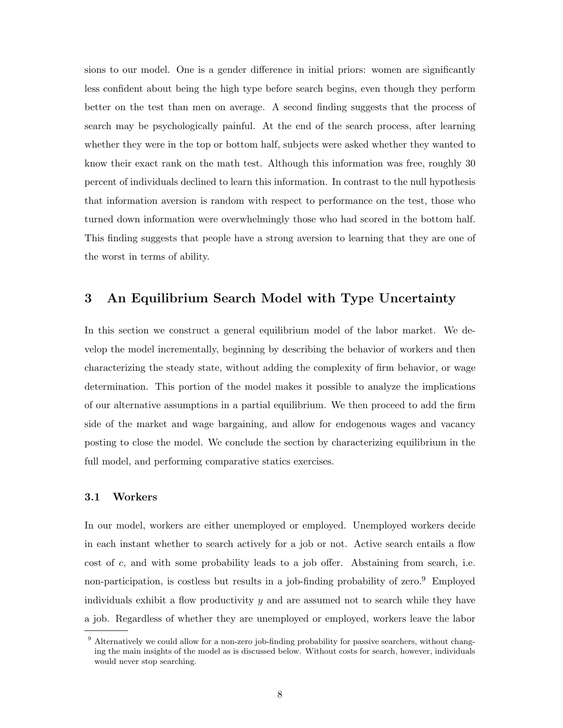sions to our model. One is a gender difference in initial priors: women are significantly less confident about being the high type before search begins, even though they perform better on the test than men on average. A second finding suggests that the process of search may be psychologically painful. At the end of the search process, after learning whether they were in the top or bottom half, subjects were asked whether they wanted to know their exact rank on the math test. Although this information was free, roughly 30 percent of individuals declined to learn this information. In contrast to the null hypothesis that information aversion is random with respect to performance on the test, those who turned down information were overwhelmingly those who had scored in the bottom half. This finding suggests that people have a strong aversion to learning that they are one of the worst in terms of ability.

## 3 An Equilibrium Search Model with Type Uncertainty

In this section we construct a general equilibrium model of the labor market. We develop the model incrementally, beginning by describing the behavior of workers and then characterizing the steady state, without adding the complexity of firm behavior, or wage determination. This portion of the model makes it possible to analyze the implications of our alternative assumptions in a partial equilibrium. We then proceed to add the firm side of the market and wage bargaining, and allow for endogenous wages and vacancy posting to close the model. We conclude the section by characterizing equilibrium in the full model, and performing comparative statics exercises.

### 3.1 Workers

In our model, workers are either unemployed or employed. Unemployed workers decide in each instant whether to search actively for a job or not. Active search entails a flow cost of $c$, and with some probability leads to a job offer. Abstaining from search, i.e. non-participation, is costless but results in a job-finding probability of zero.[9] Employed individuals exhibit a flow productivity $y$ and are assumed not to search while they have a job. Regardless of whether they are unemployed or employed, workers leave the labor

[9] Alternatively we could allow for a non-zero job-finding probability for passive searchers, without changing the main insights of the model as is discussed below. Without costs for search, however, individuals would never stop searching.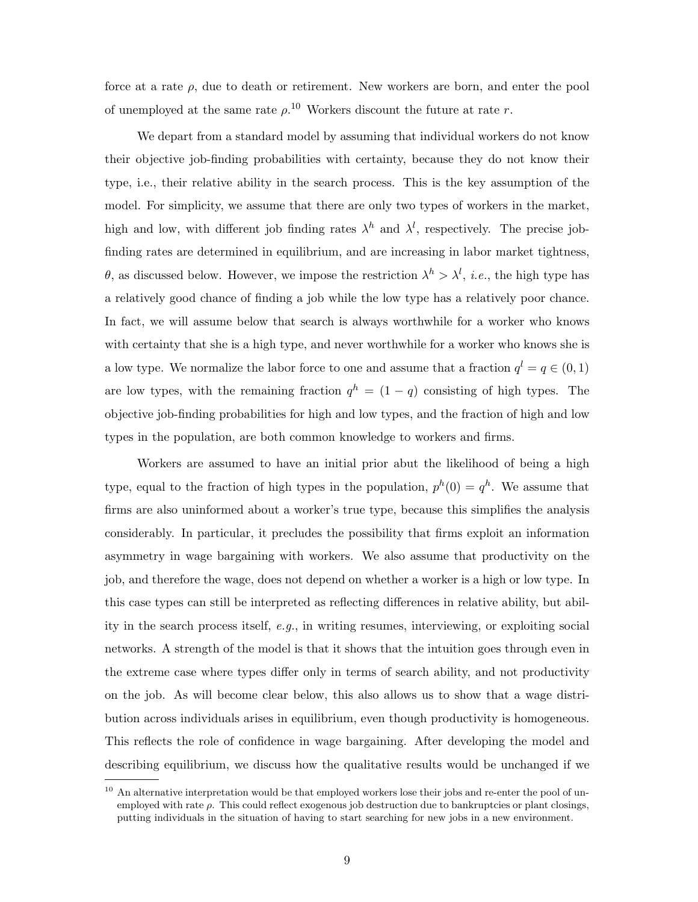force at a rate $\rho$, due to death or retirement. New workers are born, and enter the pool of unemployed at the same rate $\rho$.[10] Workers discount the future at rate $r$.

We depart from a standard model by assuming that individual workers do not know their objective job-finding probabilities with certainty, because they do not know their type, i.e., their relative ability in the search process. This is the key assumption of the model. For simplicity, we assume that there are only two types of workers in the market, high and low, with different job finding rates $\lambda^h$ and $\lambda^l$, respectively. The precise job-finding rates are determined in equilibrium, and are increasing in labor market tightness, $\theta$, as discussed below. However, we impose the restriction $\lambda^h > \lambda^l$, *i.e.*, the high type has a relatively good chance of finding a job while the low type has a relatively poor chance. In fact, we will assume below that search is always worthwhile for a worker who knows with certainty that she is a high type, and never worthwhile for a worker who knows she is a low type. We normalize the labor force to one and assume that a fraction $q^l = q \in (0, 1)$ are low types, with the remaining fraction $q^h = (1 - q)$ consisting of high types. The objective job-finding probabilities for high and low types, and the fraction of high and low types in the population, are both common knowledge to workers and firms.

Workers are assumed to have an initial prior abut the likelihood of being a high type, equal to the fraction of high types in the population, $p^h(0) = q^h$. We assume that firms are also uninformed about a worker's true type, because this simplifies the analysis considerably. In particular, it precludes the possibility that firms exploit an information asymmetry in wage bargaining with workers. We also assume that productivity on the job, and therefore the wage, does not depend on whether a worker is a high or low type. In this case types can still be interpreted as reflecting differences in relative ability, but ability in the search process itself, *e.g.*, in writing resumes, interviewing, or exploiting social networks. A strength of the model is that it shows that the intuition goes through even in the extreme case where types differ only in terms of search ability, and not productivity on the job. As will become clear below, this also allows us to show that a wage distribution across individuals arises in equilibrium, even though productivity is homogeneous. This reflects the role of confidence in wage bargaining. After developing the model and describing equilibrium, we discuss how the qualitative results would be unchanged if we

[10] An alternative interpretation would be that employed workers lose their jobs and re-enter the pool of unemployed with rate $\rho$. This could reflect exogenous job destruction due to bankruptcies or plant closings, putting individuals in the situation of having to start searching for new jobs in a new environment.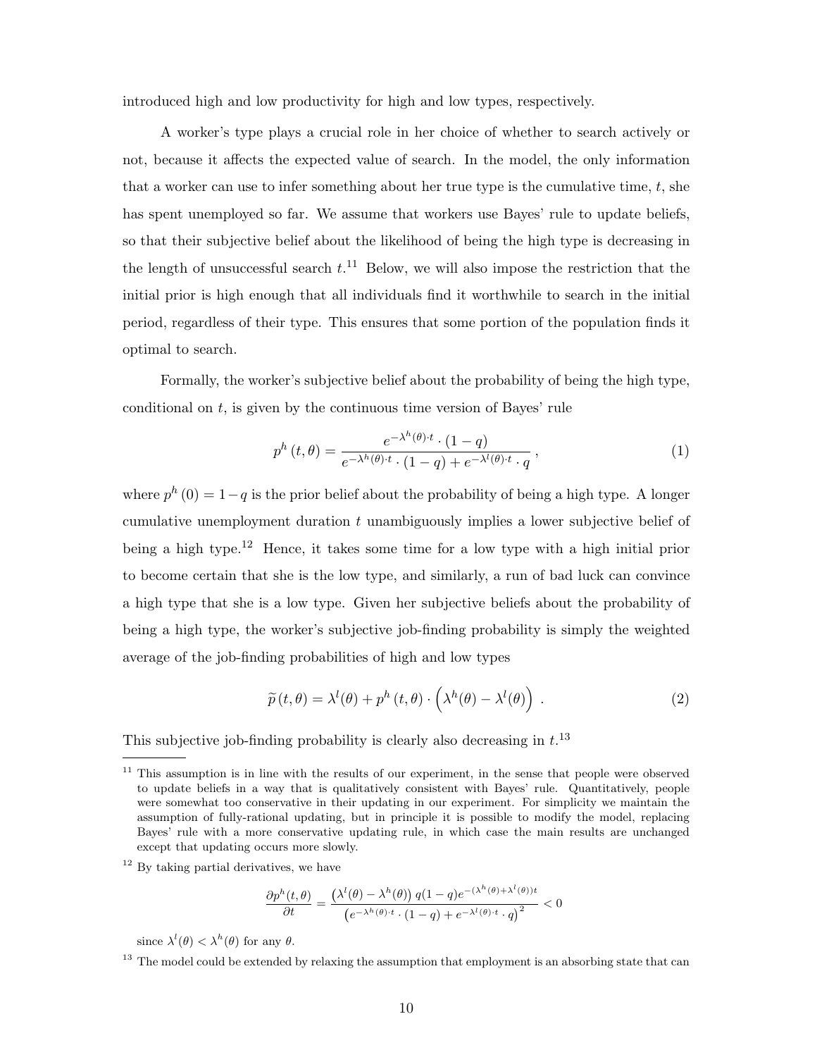introduced high and low productivity for high and low types, respectively.

A worker's type plays a crucial role in her choice of whether to search actively or not, because it affects the expected value of search. In the model, the only information that a worker can use to infer something about her true type is the cumulative time, $t$, she has spent unemployed so far. We assume that workers use Bayes' rule to update beliefs, so that their subjective belief about the likelihood of being the high type is decreasing in the length of unsuccessful search $t$.[11] Below, we will also impose the restriction that the initial prior is high enough that all individuals find it worthwhile to search in the initial period, regardless of their type. This ensures that some portion of the population finds it optimal to search.

Formally, the worker's subjective belief about the probability of being the high type, conditional on $t$, is given by the continuous time version of Bayes' rule

$$p^h(t,\theta) = \frac{e^{-\lambda^h(\theta)\cdot t}\cdot(1-q)}{e^{-\lambda^h(\theta)\cdot t}\cdot(1-q) + e^{-\lambda^l(\theta)\cdot t}\cdot q}\,, \tag{1}$$

where $p^h(0) = 1-q$ is the prior belief about the probability of being a high type. A longer cumulative unemployment duration $t$ unambiguously implies a lower subjective belief of being a high type.[12] Hence, it takes some time for a low type with a high initial prior to become certain that she is the low type, and similarly, a run of bad luck can convince a high type that she is a low type. Given her subjective beliefs about the probability of being a high type, the worker's subjective job-finding probability is simply the weighted average of the job-finding probabilities of high and low types

$$\widetilde{p}(t,\theta) = \lambda^l(\theta) + p^h(t,\theta)\cdot\left(\lambda^h(\theta) - \lambda^l(\theta)\right)\,. \tag{2}$$

This subjective job-finding probability is clearly also decreasing in $t$.[13]

[11] This assumption is in line with the results of our experiment, in the sense that people were observed to update beliefs in a way that is qualitatively consistent with Bayes' rule. Quantitatively, people were somewhat too conservative in their updating in our experiment. For simplicity we maintain the assumption of fully-rational updating, but in principle it is possible to modify the model, replacing Bayes' rule with a more conservative updating rule, in which case the main results are unchanged except that updating occurs more slowly.

[12] By taking partial derivatives, we have

$$\frac{\partial p^h(t,\theta)}{\partial t} = \frac{\left(\lambda^l(\theta) - \lambda^h(\theta)\right)q(1-q)e^{-(\lambda^h(\theta)+\lambda^l(\theta))t}}{\left(e^{-\lambda^h(\theta)\cdot t}\cdot(1-q) + e^{-\lambda^l(\theta)\cdot t}\cdot q\right)^2} < 0$$

since $\lambda^l(\theta) < \lambda^h(\theta)$ for any $\theta$.

[13] The model could be extended by relaxing the assumption that employment is an absorbing state that can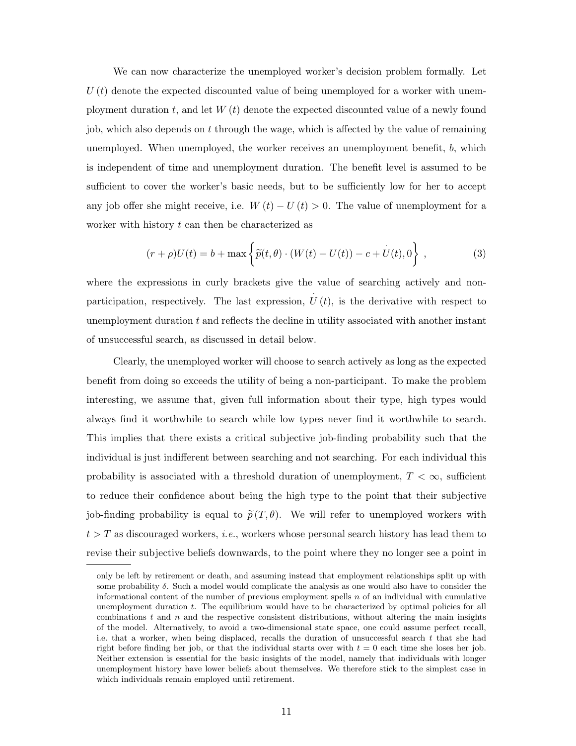We can now characterize the unemployed worker's decision problem formally. Let $U(t)$ denote the expected discounted value of being unemployed for a worker with unemployment duration $t$, and let $W(t)$ denote the expected discounted value of a newly found job, which also depends on $t$ through the wage, which is affected by the value of remaining unemployed. When unemployed, the worker receives an unemployment benefit, $b$, which is independent of time and unemployment duration. The benefit level is assumed to be sufficient to cover the worker's basic needs, but to be sufficiently low for her to accept any job offer she might receive, i.e. $W(t) - U(t) > 0$. The value of unemployment for a worker with history $t$ can then be characterized as

$$(r + \rho)U(t) = b + \max\left\{\widetilde{p}(t,\theta) \cdot (W(t) - U(t)) - c + \dot{U}(t), 0\right\}, \tag{3}$$

where the expressions in curly brackets give the value of searching actively and non-participation, respectively. The last expression, $\dot{U}(t)$, is the derivative with respect to unemployment duration $t$ and reflects the decline in utility associated with another instant of unsuccessful search, as discussed in detail below.

Clearly, the unemployed worker will choose to search actively as long as the expected benefit from doing so exceeds the utility of being a non-participant. To make the problem interesting, we assume that, given full information about their type, high types would always find it worthwhile to search while low types never find it worthwhile to search. This implies that there exists a critical subjective job-finding probability such that the individual is just indifferent between searching and not searching. For each individual this probability is associated with a threshold duration of unemployment, $T < \infty$, sufficient to reduce their confidence about being the high type to the point that their subjective job-finding probability is equal to $\widetilde{p}(T, \theta)$. We will refer to unemployed workers with $t > T$ as discouraged workers, *i.e.*, workers whose personal search history has lead them to revise their subjective beliefs downwards, to the point where they no longer see a point in

only be left by retirement or death, and assuming instead that employment relationships split up with some probability $\delta$. Such a model would complicate the analysis as one would also have to consider the informational content of the number of previous employment spells $n$ of an individual with cumulative unemployment duration $t$. The equilibrium would have to be characterized by optimal policies for all combinations $t$ and $n$ and the respective consistent distributions, without altering the main insights of the model. Alternatively, to avoid a two-dimensional state space, one could assume perfect recall, i.e. that a worker, when being displaced, recalls the duration of unsuccessful search $t$ that she had right before finding her job, or that the individual starts over with $t = 0$ each time she loses her job. Neither extension is essential for the basic insights of the model, namely that individuals with longer unemployment history have lower beliefs about themselves. We therefore stick to the simplest case in which individuals remain employed until retirement.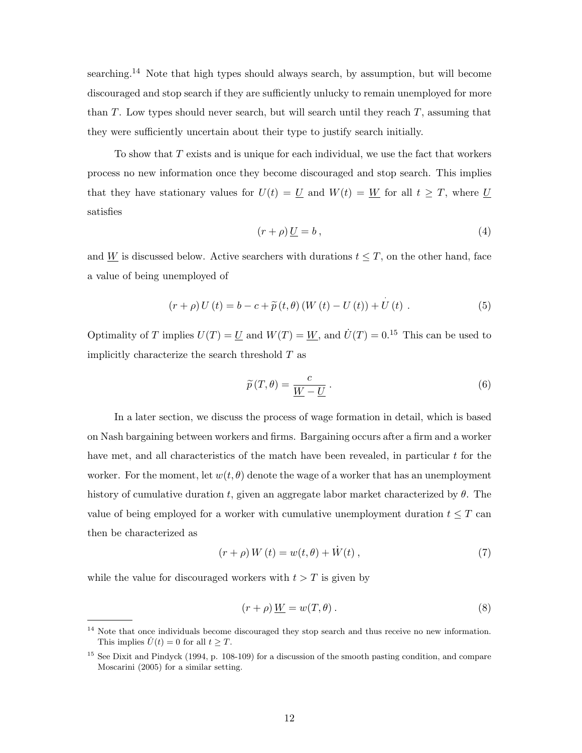searching.[14] Note that high types should always search, by assumption, but will become discouraged and stop search if they are sufficiently unlucky to remain unemployed for more than $T$. Low types should never search, but will search until they reach $T$, assuming that they were sufficiently uncertain about their type to justify search initially.

To show that $T$ exists and is unique for each individual, we use the fact that workers process no new information once they become discouraged and stop search. This implies that they have stationary values for $U(t) = \underline{U}$ and $W(t) = \underline{W}$ for all $t \geq T$, where $\underline{U}$ satisfies

$$(r + \rho) \underline{U} = b \,, \tag{4}$$

and $\underline{W}$ is discussed below. Active searchers with durations $t \leq T$, on the other hand, face a value of being unemployed of

$$(r + \rho) U(t) = b - c + \widetilde{p}(t, \theta) (W(t) - U(t)) + \dot{U}(t) \ . \tag{5}$$

Optimality of $T$ implies $U(T) = \underline{U}$ and $W(T) = \underline{W}$, and $\dot{U}(T) = 0$.[15] This can be used to implicitly characterize the search threshold $T$ as

$$\widetilde{p}(T, \theta) = \frac{c}{\underline{W} - \underline{U}} \ . \tag{6}$$

In a later section, we discuss the process of wage formation in detail, which is based on Nash bargaining between workers and firms. Bargaining occurs after a firm and a worker have met, and all characteristics of the match have been revealed, in particular $t$ for the worker. For the moment, let $w(t, \theta)$ denote the wage of a worker that has an unemployment history of cumulative duration $t$, given an aggregate labor market characterized by $\theta$. The value of being employed for a worker with cumulative unemployment duration $t \leq T$ can then be characterized as

$$(r + \rho) W(t) = w(t, \theta) + \dot{W}(t) \,, \tag{7}$$

while the value for discouraged workers with $t > T$ is given by

$$(r + \rho) \underline{W} = w(T, \theta) \ . \tag{8}$$

---

[14] Note that once individuals become discouraged they stop search and thus receive no new information. This implies $\dot{U}(t) = 0$ for all $t \geq T$.

[15] See Dixit and Pindyck (1994, p. 108-109) for a discussion of the smooth pasting condition, and compare Moscarini (2005) for a similar setting.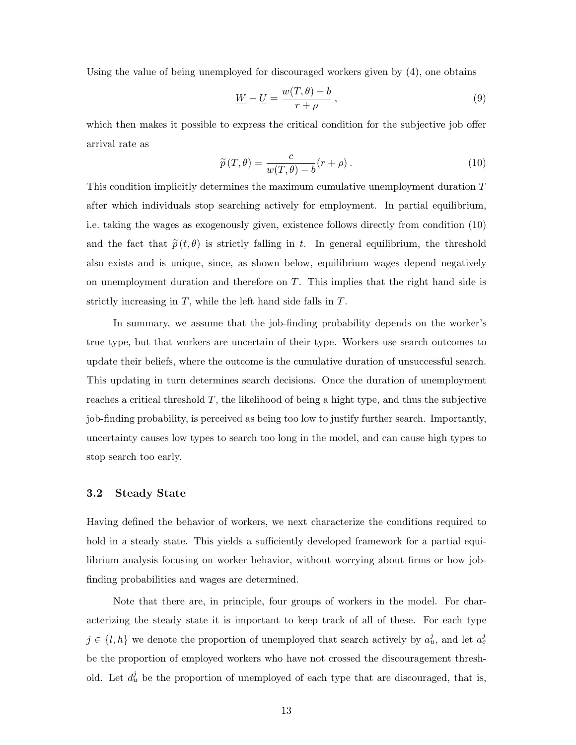Using the value of being unemployed for discouraged workers given by (4), one obtains

$$\underline{W} - \underline{U} = \frac{w(T, \theta) - b}{r + \rho} , \tag{9}$$

which then makes it possible to express the critical condition for the subjective job offer arrival rate as

$$\widetilde{p}\,(T, \theta) = \frac{c}{w(T, \theta) - b}(r + \rho) \, . \tag{10}$$

This condition implicitly determines the maximum cumulative unemployment duration $T$ after which individuals stop searching actively for employment. In partial equilibrium, i.e. taking the wages as exogenously given, existence follows directly from condition (10) and the fact that $\widetilde{p}\,(t, \theta)$ is strictly falling in $t$. In general equilibrium, the threshold also exists and is unique, since, as shown below, equilibrium wages depend negatively on unemployment duration and therefore on $T$. This implies that the right hand side is strictly increasing in $T$, while the left hand side falls in $T$.

In summary, we assume that the job-finding probability depends on the worker's true type, but that workers are uncertain of their type. Workers use search outcomes to update their beliefs, where the outcome is the cumulative duration of unsuccessful search. This updating in turn determines search decisions. Once the duration of unemployment reaches a critical threshold $T$, the likelihood of being a hight type, and thus the subjective job-finding probability, is perceived as being too low to justify further search. Importantly, uncertainty causes low types to search too long in the model, and can cause high types to stop search too early.

### 3.2 Steady State

Having defined the behavior of workers, we next characterize the conditions required to hold in a steady state. This yields a sufficiently developed framework for a partial equilibrium analysis focusing on worker behavior, without worrying about firms or how job-finding probabilities and wages are determined.

Note that there are, in principle, four groups of workers in the model. For characterizing the steady state it is important to keep track of all of these. For each type $j \in \{l, h\}$ we denote the proportion of unemployed that search actively by $a_u^j$, and let $a_e^j$ be the proportion of employed workers who have not crossed the discouragement threshold. Let $d_u^j$ be the proportion of unemployed of each type that are discouraged, that is,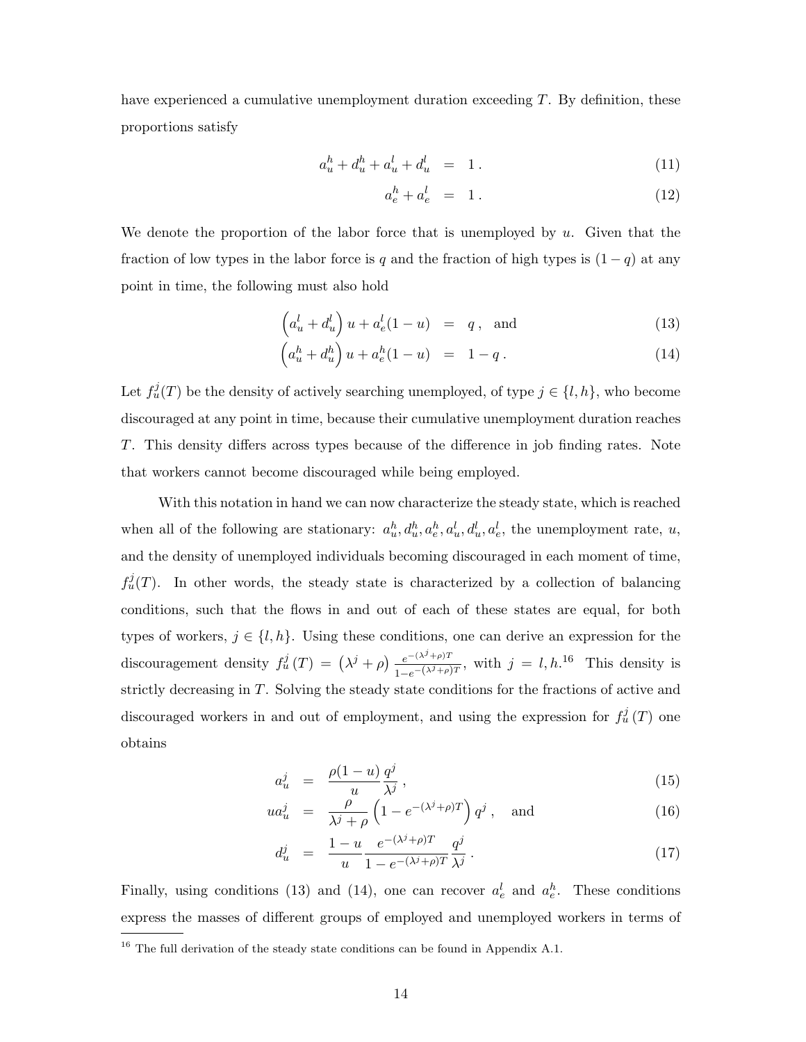have experienced a cumulative unemployment duration exceeding $T$. By definition, these proportions satisfy

$$a_u^h + d_u^h + a_u^l + d_u^l = 1 \,. \tag{11}$$

$$a_e^h + a_e^l = 1 \,. \tag{12}$$

We denote the proportion of the labor force that is unemployed by $u$. Given that the fraction of low types in the labor force is $q$ and the fraction of high types is $(1-q)$ at any point in time, the following must also hold

$$\left(a_u^l + d_u^l\right) u + a_e^l (1-u) = q \,, \quad \text{and} \tag{13}$$

$$\left(a_u^h + d_u^h\right) u + a_e^h (1-u) = 1 - q \,. \tag{14}$$

Let $f_u^j(T)$ be the density of actively searching unemployed, of type $j \in \{l, h\}$, who become discouraged at any point in time, because their cumulative unemployment duration reaches $T$. This density differs across types because of the difference in job finding rates. Note that workers cannot become discouraged while being employed.

With this notation in hand we can now characterize the steady state, which is reached when all of the following are stationary: $a_u^h, d_u^h, a_e^h, a_u^l, d_u^l, a_e^l$, the unemployment rate, $u$, and the density of unemployed individuals becoming discouraged in each moment of time, $f_u^j(T)$. In other words, the steady state is characterized by a collection of balancing conditions, such that the flows in and out of each of these states are equal, for both types of workers, $j \in \{l, h\}$. Using these conditions, one can derive an expression for the discouragement density $f_u^j(T) = \left(\lambda^j + \rho\right) \frac{e^{-(\lambda^j + \rho)T}}{1 - e^{-(\lambda^j + \rho)T}}$, with $j = l, h$.[16] This density is strictly decreasing in $T$. Solving the steady state conditions for the fractions of active and discouraged workers in and out of employment, and using the expression for $f_u^j(T)$ one obtains

$$a_u^j = \frac{\rho(1-u)}{u} \frac{q^j}{\lambda^j} \,, \tag{15}$$

$$u a_u^j = \frac{\rho}{\lambda^j + \rho} \left(1 - e^{-(\lambda^j + \rho)T}\right) q^j \,, \quad \text{and} \tag{16}$$

$$d_u^j = \frac{1-u}{u} \frac{e^{-(\lambda^j + \rho)T}}{1 - e^{-(\lambda^j + \rho)T}} \frac{q^j}{\lambda^j} \,. \tag{17}$$

Finally, using conditions (13) and (14), one can recover $a_e^l$ and $a_e^h$. These conditions express the masses of different groups of employed and unemployed workers in terms of

[16] The full derivation of the steady state conditions can be found in Appendix A.1.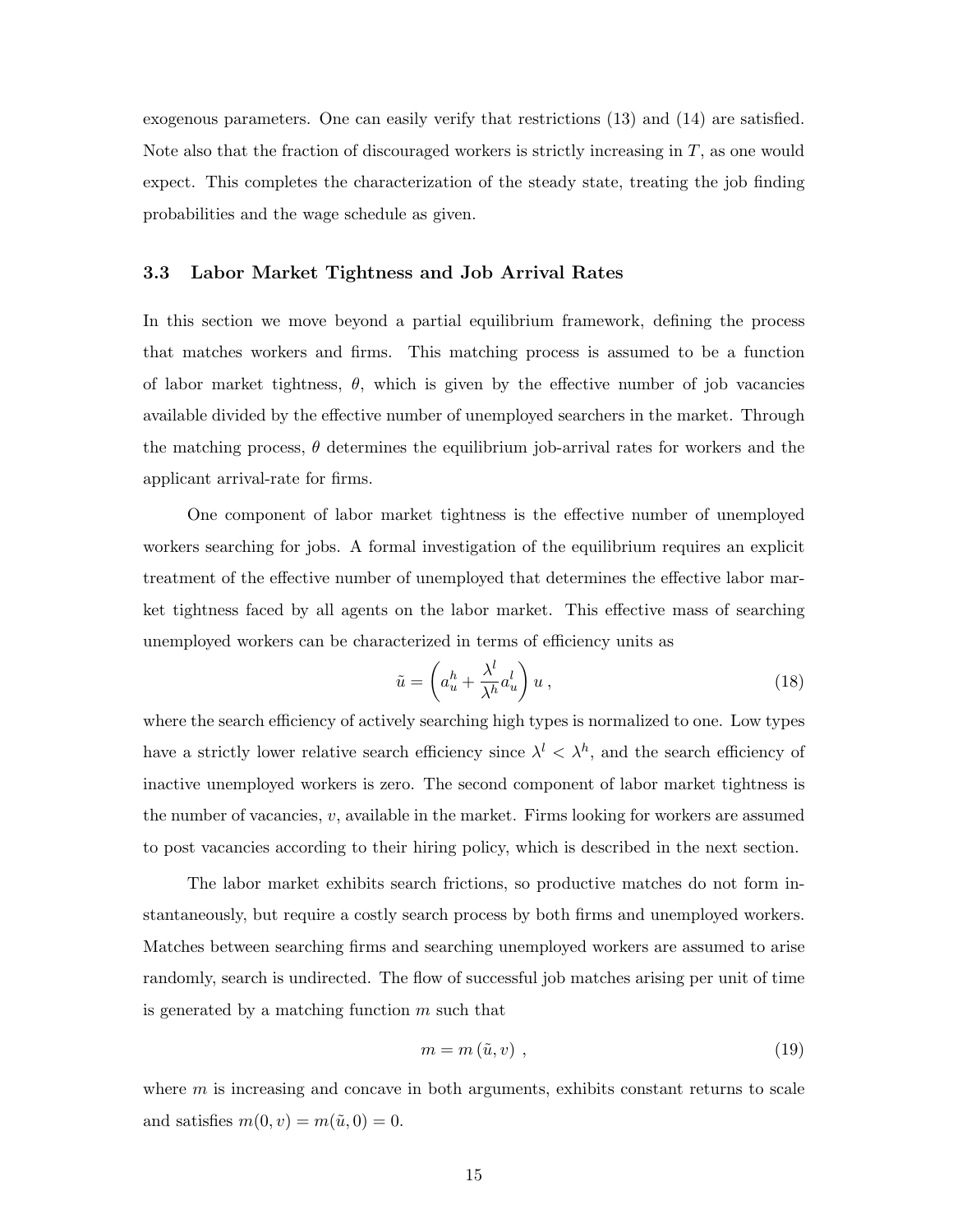exogenous parameters. One can easily verify that restrictions (13) and (14) are satisfied. Note also that the fraction of discouraged workers is strictly increasing in $T$, as one would expect. This completes the characterization of the steady state, treating the job finding probabilities and the wage schedule as given.

### 3.3 Labor Market Tightness and Job Arrival Rates

In this section we move beyond a partial equilibrium framework, defining the process that matches workers and firms. This matching process is assumed to be a function of labor market tightness, $\theta$, which is given by the effective number of job vacancies available divided by the effective number of unemployed searchers in the market. Through the matching process, $\theta$ determines the equilibrium job-arrival rates for workers and the applicant arrival-rate for firms.

One component of labor market tightness is the effective number of unemployed workers searching for jobs. A formal investigation of the equilibrium requires an explicit treatment of the effective number of unemployed that determines the effective labor market tightness faced by all agents on the labor market. This effective mass of searching unemployed workers can be characterized in terms of efficiency units as

$$\tilde{u} = \left( a_u^h + \frac{\lambda^l}{\lambda^h} a_u^l \right) u \,, \tag{18}$$

where the search efficiency of actively searching high types is normalized to one. Low types have a strictly lower relative search efficiency since $\lambda^l < \lambda^h$, and the search efficiency of inactive unemployed workers is zero. The second component of labor market tightness is the number of vacancies, $v$, available in the market. Firms looking for workers are assumed to post vacancies according to their hiring policy, which is described in the next section.

The labor market exhibits search frictions, so productive matches do not form instantaneously, but require a costly search process by both firms and unemployed workers. Matches between searching firms and searching unemployed workers are assumed to arise randomly, search is undirected. The flow of successful job matches arising per unit of time is generated by a matching function $m$ such that

$$m = m\left(\tilde{u}, v\right) \,, \tag{19}$$

where $m$ is increasing and concave in both arguments, exhibits constant returns to scale and satisfies $m(0, v) = m(\tilde{u}, 0) = 0$.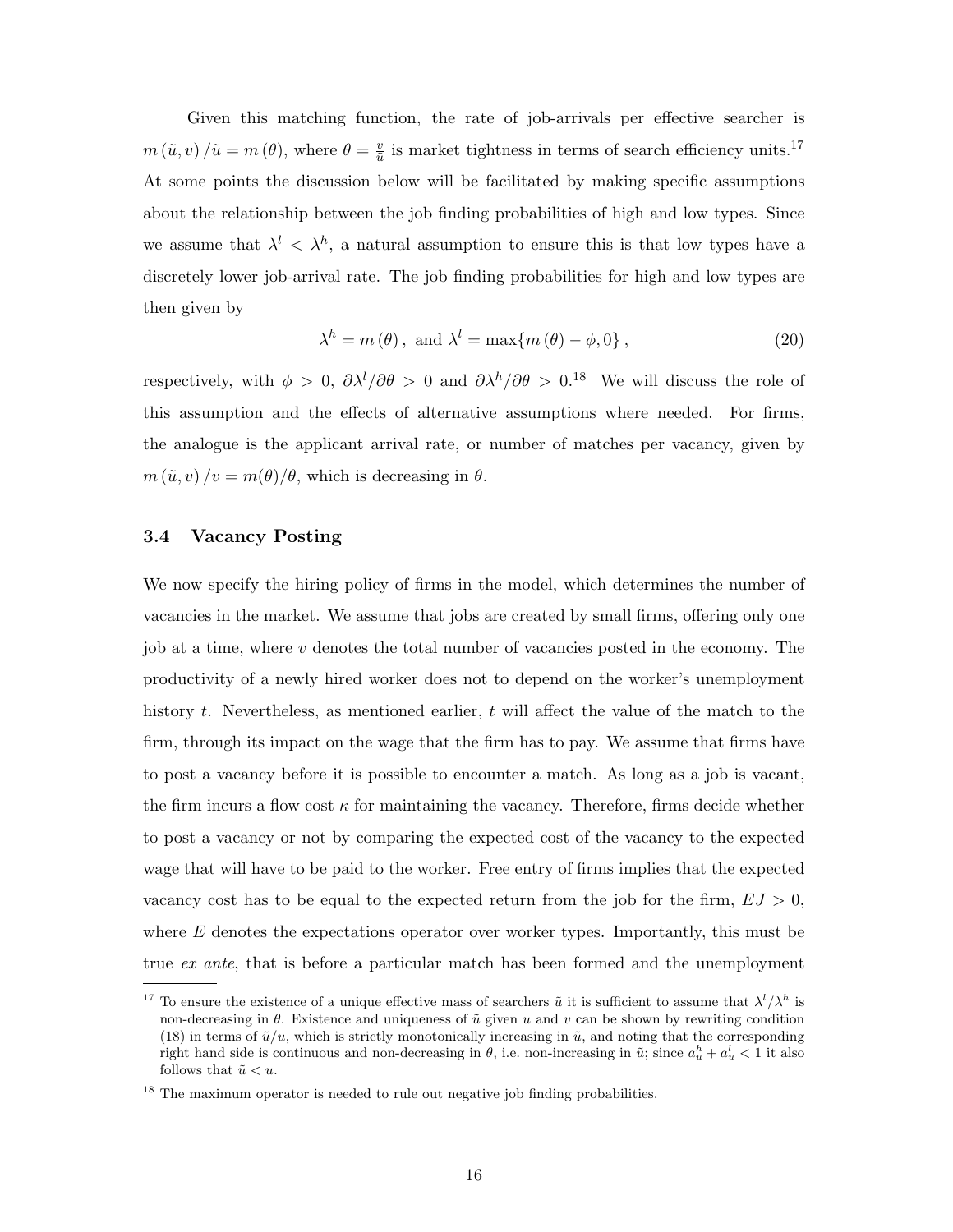Given this matching function, the rate of job-arrivals per effective searcher is $m(\tilde{u}, v)/\tilde{u} = m(\theta)$, where $\theta = \frac{v}{\tilde{u}}$ is market tightness in terms of search efficiency units.[17] At some points the discussion below will be facilitated by making specific assumptions about the relationship between the job finding probabilities of high and low types. Since we assume that $\lambda^l < \lambda^h$, a natural assumption to ensure this is that low types have a discretely lower job-arrival rate. The job finding probabilities for high and low types are then given by

$$\lambda^h = m(\theta), \text{ and } \lambda^l = \max\{m(\theta) - \phi, 0\}, \tag{20}$$

respectively, with $\phi > 0$, $\partial\lambda^l/\partial\theta > 0$ and $\partial\lambda^h/\partial\theta > 0$.[18] We will discuss the role of this assumption and the effects of alternative assumptions where needed. For firms, the analogue is the applicant arrival rate, or number of matches per vacancy, given by $m(\tilde{u}, v)/v = m(\theta)/\theta$, which is decreasing in $\theta$.

### 3.4 Vacancy Posting

We now specify the hiring policy of firms in the model, which determines the number of vacancies in the market. We assume that jobs are created by small firms, offering only one job at a time, where $v$ denotes the total number of vacancies posted in the economy. The productivity of a newly hired worker does not to depend on the worker's unemployment history $t$. Nevertheless, as mentioned earlier, $t$ will affect the value of the match to the firm, through its impact on the wage that the firm has to pay. We assume that firms have to post a vacancy before it is possible to encounter a match. As long as a job is vacant, the firm incurs a flow cost $\kappa$ for maintaining the vacancy. Therefore, firms decide whether to post a vacancy or not by comparing the expected cost of the vacancy to the expected wage that will have to be paid to the worker. Free entry of firms implies that the expected vacancy cost has to be equal to the expected return from the job for the firm, $EJ > 0$, where $E$ denotes the expectations operator over worker types. Importantly, this must be true *ex ante*, that is before a particular match has been formed and the unemployment

---

[17] To ensure the existence of a unique effective mass of searchers $\tilde{u}$ it is sufficient to assume that $\lambda^l/\lambda^h$ is non-decreasing in $\theta$. Existence and uniqueness of $\tilde{u}$ given $u$ and $v$ can be shown by rewriting condition (18) in terms of $\tilde{u}/u$, which is strictly monotonically increasing in $\tilde{u}$, and noting that the corresponding right hand side is continuous and non-decreasing in $\theta$, i.e. non-increasing in $\tilde{u}$; since $a_u^h + a_u^l < 1$ it also follows that $\tilde{u} < u$.

[18] The maximum operator is needed to rule out negative job finding probabilities.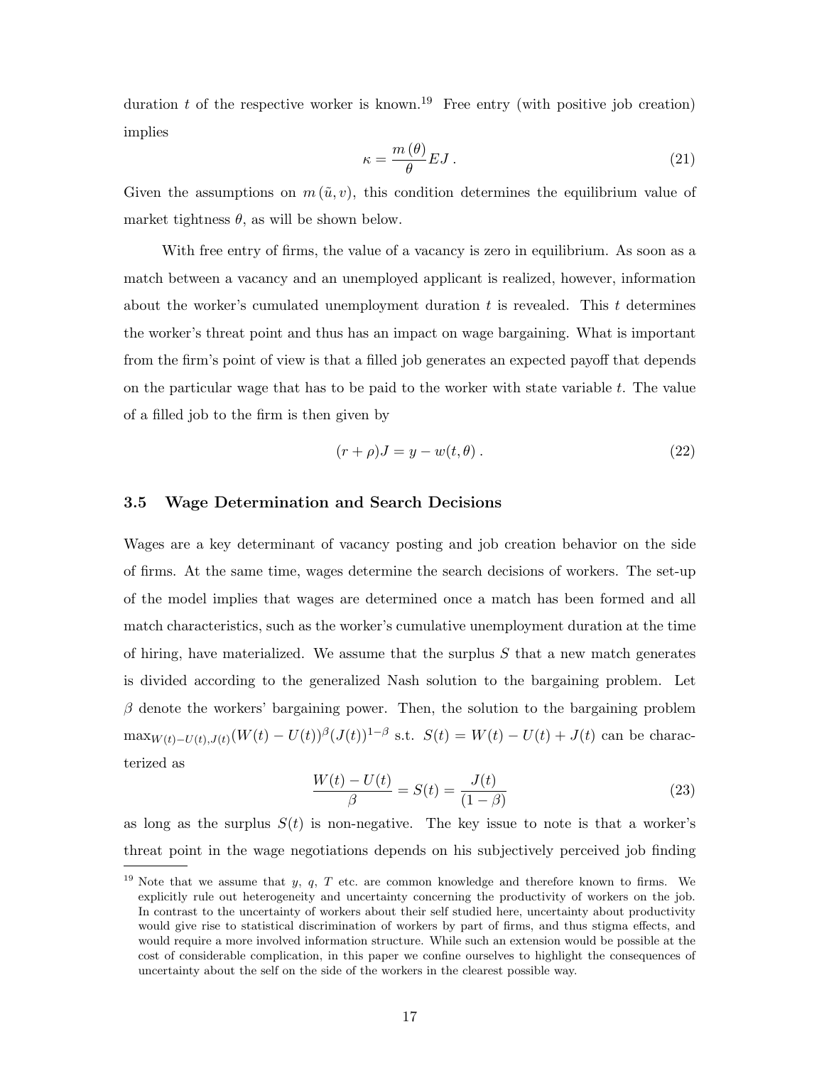duration $t$ of the respective worker is known.[19] Free entry (with positive job creation) implies

$$\kappa = \frac{m(\theta)}{\theta} EJ \,. \tag{21}$$

Given the assumptions on $m(\tilde{u}, v)$, this condition determines the equilibrium value of market tightness $\theta$, as will be shown below.

With free entry of firms, the value of a vacancy is zero in equilibrium. As soon as a match between a vacancy and an unemployed applicant is realized, however, information about the worker's cumulated unemployment duration $t$ is revealed. This $t$ determines the worker's threat point and thus has an impact on wage bargaining. What is important from the firm's point of view is that a filled job generates an expected payoff that depends on the particular wage that has to be paid to the worker with state variable $t$. The value of a filled job to the firm is then given by

$$(r + \rho)J = y - w(t, \theta) \,. \tag{22}$$

### 3.5 Wage Determination and Search Decisions

Wages are a key determinant of vacancy posting and job creation behavior on the side of firms. At the same time, wages determine the search decisions of workers. The set-up of the model implies that wages are determined once a match has been formed and all match characteristics, such as the worker's cumulative unemployment duration at the time of hiring, have materialized. We assume that the surplus $S$ that a new match generates is divided according to the generalized Nash solution to the bargaining problem. Let $\beta$ denote the workers' bargaining power. Then, the solution to the bargaining problem $\max_{W(t)-U(t),J(t)}(W(t) - U(t))^{\beta}(J(t))^{1-\beta}$ s.t. $S(t) = W(t) - U(t) + J(t)$ can be characterized as

$$\frac{W(t) - U(t)}{\beta} = S(t) = \frac{J(t)}{(1 - \beta)} \tag{23}$$

as long as the surplus $S(t)$ is non-negative. The key issue to note is that a worker's threat point in the wage negotiations depends on his subjectively perceived job finding

---

[19] Note that we assume that $y$, $q$, $T$ etc. are common knowledge and therefore known to firms. We explicitly rule out heterogeneity and uncertainty concerning the productivity of workers on the job. In contrast to the uncertainty of workers about their self studied here, uncertainty about productivity would give rise to statistical discrimination of workers by part of firms, and thus stigma effects, and would require a more involved information structure. While such an extension would be possible at the cost of considerable complication, in this paper we confine ourselves to highlight the consequences of uncertainty about the self on the side of the workers in the clearest possible way.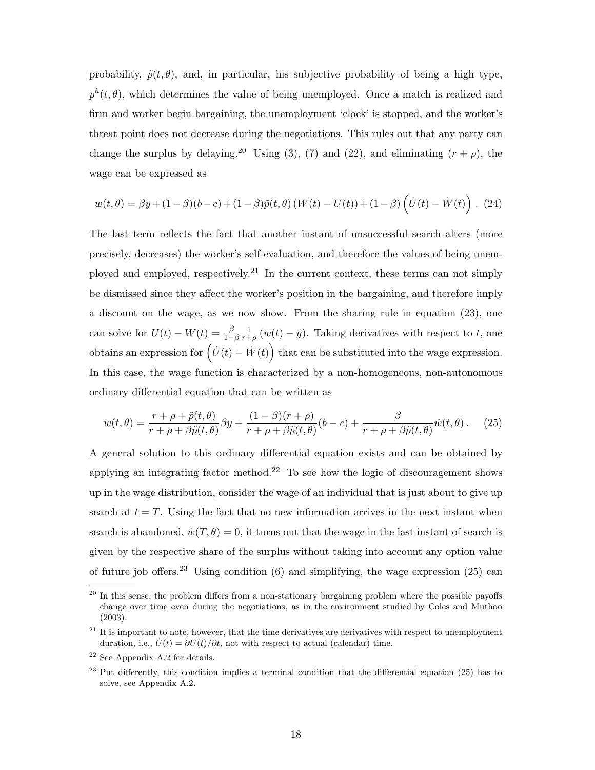probability, $\tilde{p}(t,\theta)$, and, in particular, his subjective probability of being a high type, $p^h(t,\theta)$, which determines the value of being unemployed. Once a match is realized and firm and worker begin bargaining, the unemployment 'clock' is stopped, and the worker's threat point does not decrease during the negotiations. This rules out that any party can change the surplus by delaying.[20] Using (3), (7) and (22), and eliminating $(r+\rho)$, the wage can be expressed as

$$w(t,\theta) = \beta y + (1-\beta)(b-c) + (1-\beta)\tilde{p}(t,\theta)\left(W(t) - U(t)\right) + (1-\beta)\left(\dot{U}(t) - \dot{W}(t)\right) . \quad (24)$$

The last term reflects the fact that another instant of unsuccessful search alters (more precisely, decreases) the worker's self-evaluation, and therefore the values of being unemployed and employed, respectively.[21] In the current context, these terms can not simply be dismissed since they affect the worker's position in the bargaining, and therefore imply a discount on the wage, as we now show. From the sharing rule in equation (23), one can solve for $U(t) - W(t) = \frac{\beta}{1-\beta}\frac{1}{r+\rho}\left(w(t) - y\right)$. Taking derivatives with respect to $t$, one obtains an expression for $\left(\dot{U}(t) - \dot{W}(t)\right)$ that can be substituted into the wage expression. In this case, the wage function is characterized by a non-homogeneous, non-autonomous ordinary differential equation that can be written as

$$w(t,\theta) = \frac{r+\rho+\tilde{p}(t,\theta)}{r+\rho+\beta\tilde{p}(t,\theta)}\beta y + \frac{(1-\beta)(r+\rho)}{r+\rho+\beta\tilde{p}(t,\theta)}(b-c) + \frac{\beta}{r+\rho+\beta\tilde{p}(t,\theta)}\dot{w}(t,\theta) . \quad (25)$$

A general solution to this ordinary differential equation exists and can be obtained by applying an integrating factor method.[22] To see how the logic of discouragement shows up in the wage distribution, consider the wage of an individual that is just about to give up search at $t = T$. Using the fact that no new information arrives in the next instant when search is abandoned, $\dot{w}(T,\theta) = 0$, it turns out that the wage in the last instant of search is given by the respective share of the surplus without taking into account any option value of future job offers.[23] Using condition (6) and simplifying, the wage expression (25) can

---

[20] In this sense, the problem differs from a non-stationary bargaining problem where the possible payoffs change over time even during the negotiations, as in the environment studied by Coles and Muthoo (2003).

[21] It is important to note, however, that the time derivatives are derivatives with respect to unemployment duration, i.e., $\dot{U}(t) = \partial U(t)/\partial t$, not with respect to actual (calendar) time.

[22] See Appendix A.2 for details.

[23] Put differently, this condition implies a terminal condition that the differential equation (25) has to solve, see Appendix A.2.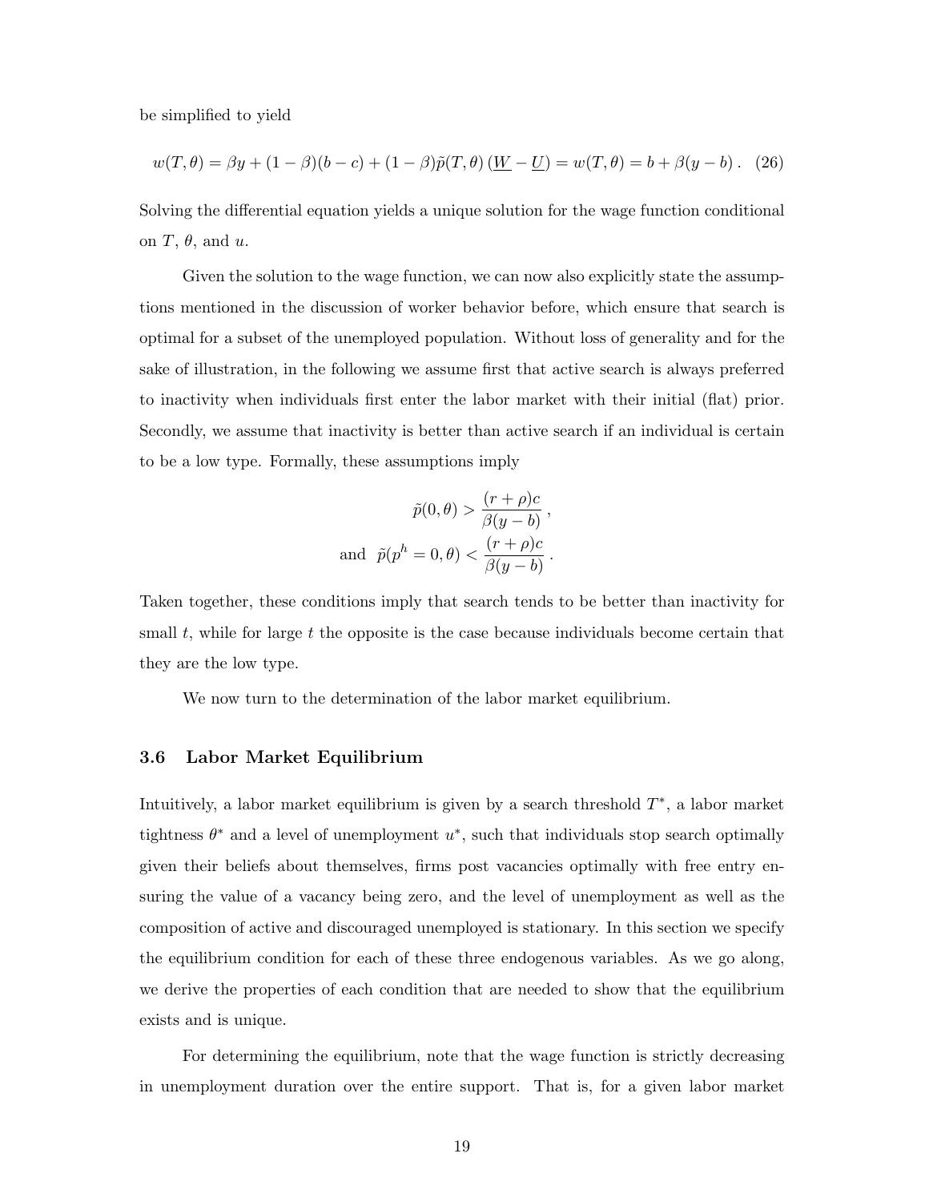be simplified to yield

$$w(T, \theta) = \beta y + (1 - \beta)(b - c) + (1 - \beta)\tilde{p}(T, \theta)\left(\underline{W} - \underline{U}\right) = w(T, \theta) = b + \beta(y - b)\,. \quad (26)$$

Solving the differential equation yields a unique solution for the wage function conditional on $T$, $\theta$, and $u$.

Given the solution to the wage function, we can now also explicitly state the assumptions mentioned in the discussion of worker behavior before, which ensure that search is optimal for a subset of the unemployed population. Without loss of generality and for the sake of illustration, in the following we assume first that active search is always preferred to inactivity when individuals first enter the labor market with their initial (flat) prior. Secondly, we assume that inactivity is better than active search if an individual is certain to be a low type. Formally, these assumptions imply

$$\tilde{p}(0, \theta) > \frac{(r + \rho)c}{\beta(y - b)}\,,$$

$$\text{and} \;\; \tilde{p}(p^h = 0, \theta) < \frac{(r + \rho)c}{\beta(y - b)}\,.$$

Taken together, these conditions imply that search tends to be better than inactivity for small $t$, while for large $t$ the opposite is the case because individuals become certain that they are the low type.

We now turn to the determination of the labor market equilibrium.

### 3.6 Labor Market Equilibrium

Intuitively, a labor market equilibrium is given by a search threshold $T^*$, a labor market tightness $\theta^*$ and a level of unemployment $u^*$, such that individuals stop search optimally given their beliefs about themselves, firms post vacancies optimally with free entry ensuring the value of a vacancy being zero, and the level of unemployment as well as the composition of active and discouraged unemployed is stationary. In this section we specify the equilibrium condition for each of these three endogenous variables. As we go along, we derive the properties of each condition that are needed to show that the equilibrium exists and is unique.

For determining the equilibrium, note that the wage function is strictly decreasing in unemployment duration over the entire support. That is, for a given labor market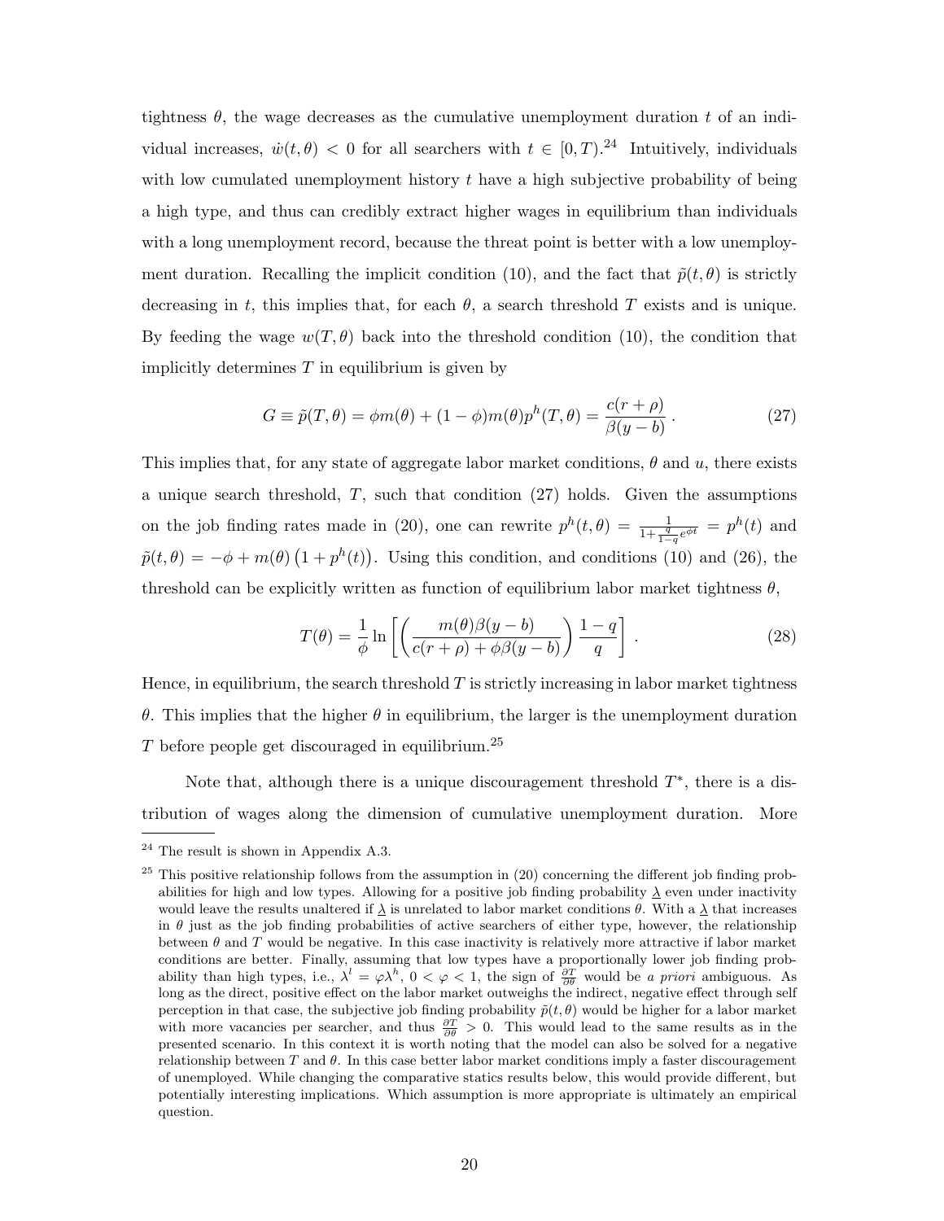tightness $\theta$, the wage decreases as the cumulative unemployment duration $t$ of an individual increases, $\dot{w}(t, \theta) < 0$ for all searchers with $t \in [0, T)$.[24] Intuitively, individuals with low cumulated unemployment history $t$ have a high subjective probability of being a high type, and thus can credibly extract higher wages in equilibrium than individuals with a long unemployment record, because the threat point is better with a low unemployment duration. Recalling the implicit condition (10), and the fact that $\tilde{p}(t, \theta)$ is strictly decreasing in $t$, this implies that, for each $\theta$, a search threshold $T$ exists and is unique. By feeding the wage $w(T, \theta)$ back into the threshold condition (10), the condition that implicitly determines $T$ in equilibrium is given by

$$G \equiv \tilde{p}(T, \theta) = \phi m(\theta) + (1 - \phi) m(\theta) p^h(T, \theta) = \frac{c(r + \rho)}{\beta(y - b)} . \tag{27}$$

This implies that, for any state of aggregate labor market conditions, $\theta$ and $u$, there exists a unique search threshold, $T$, such that condition (27) holds. Given the assumptions on the job finding rates made in (20), one can rewrite $p^h(t, \theta) = \frac{1}{1 + \frac{q}{1-q} e^{\phi t}} = p^h(t)$ and $\tilde{p}(t, \theta) = -\phi + m(\theta)\left(1 + p^h(t)\right)$. Using this condition, and conditions (10) and (26), the threshold can be explicitly written as function of equilibrium labor market tightness $\theta$,

$$T(\theta) = \frac{1}{\phi} \ln \left[ \left( \frac{m(\theta)\beta(y - b)}{c(r + \rho) + \phi\beta(y - b)} \right) \frac{1 - q}{q} \right] . \tag{28}$$

Hence, in equilibrium, the search threshold $T$ is strictly increasing in labor market tightness $\theta$. This implies that the higher $\theta$ in equilibrium, the larger is the unemployment duration $T$ before people get discouraged in equilibrium.[25]

Note that, although there is a unique discouragement threshold $T^*$, there is a distribution of wages along the dimension of cumulative unemployment duration. More

---

[24] The result is shown in Appendix A.3.

[25] This positive relationship follows from the assumption in (20) concerning the different job finding probabilities for high and low types. Allowing for a positive job finding probability $\underline{\lambda}$ even under inactivity would leave the results unaltered if $\underline{\lambda}$ is unrelated to labor market conditions $\theta$. With a $\underline{\lambda}$ that increases in $\theta$ just as the job finding probabilities of active searchers of either type, however, the relationship between $\theta$ and $T$ would be negative. In this case inactivity is relatively more attractive if labor market conditions are better. Finally, assuming that low types have a proportionally lower job finding probability than high types, i.e., $\lambda^l = \varphi\lambda^h$, $0 < \varphi < 1$, the sign of $\frac{\partial T}{\partial \theta}$ would be *a priori* ambiguous. As long as the direct, positive effect on the labor market outweighs the indirect, negative effect through self perception in that case, the subjective job finding probability $\tilde{p}(t, \theta)$ would be higher for a labor market with more vacancies per searcher, and thus $\frac{\partial T}{\partial \theta} > 0$. This would lead to the same results as in the presented scenario. In this context it is worth noting that the model can also be solved for a negative relationship between $T$ and $\theta$. In this case better labor market conditions imply a faster discouragement of unemployed. While changing the comparative statics results below, this would provide different, but potentially interesting implications. Which assumption is more appropriate is ultimately an empirical question.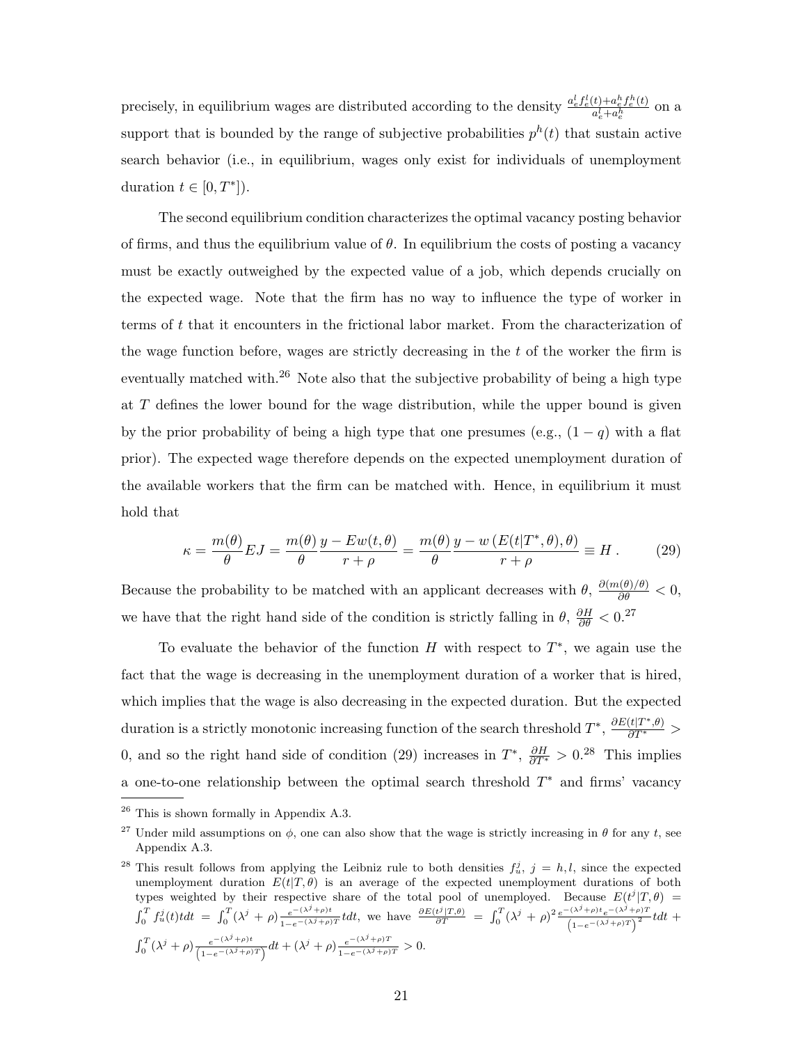precisely, in equilibrium wages are distributed according to the density $\frac{a_e^l f_e^l(t)+a_e^h f_e^h(t)}{a_e^l+a_e^h}$ on a support that is bounded by the range of subjective probabilities $p^h(t)$ that sustain active search behavior (i.e., in equilibrium, wages only exist for individuals of unemployment duration $t \in [0, T^*]$).

The second equilibrium condition characterizes the optimal vacancy posting behavior of firms, and thus the equilibrium value of $\theta$. In equilibrium the costs of posting a vacancy must be exactly outweighed by the expected value of a job, which depends crucially on the expected wage. Note that the firm has no way to influence the type of worker in terms of $t$ that it encounters in the frictional labor market. From the characterization of the wage function before, wages are strictly decreasing in the $t$ of the worker the firm is eventually matched with.[26] Note also that the subjective probability of being a high type at $T$ defines the lower bound for the wage distribution, while the upper bound is given by the prior probability of being a high type that one presumes (e.g., $(1-q)$ with a flat prior). The expected wage therefore depends on the expected unemployment duration of the available workers that the firm can be matched with. Hence, in equilibrium it must hold that

$$\kappa = \frac{m(\theta)}{\theta} EJ = \frac{m(\theta)}{\theta} \frac{y - Ew(t,\theta)}{r+\rho} = \frac{m(\theta)}{\theta} \frac{y - w\left(E(t|T^*,\theta),\theta\right)}{r+\rho} \equiv H \,. \tag{29}$$

Because the probability to be matched with an applicant decreases with $\theta$, $\frac{\partial(m(\theta)/\theta)}{\partial\theta} < 0$, we have that the right hand side of the condition is strictly falling in $\theta$, $\frac{\partial H}{\partial \theta} < 0$.[27]

To evaluate the behavior of the function $H$ with respect to $T^*$, we again use the fact that the wage is decreasing in the unemployment duration of a worker that is hired, which implies that the wage is also decreasing in the expected duration. But the expected duration is a strictly monotonic increasing function of the search threshold $T^*$, $\frac{\partial E(t|T^*,\theta)}{\partial T^*} > 0$, and so the right hand side of condition (29) increases in $T^*$, $\frac{\partial H}{\partial T^*} > 0$.[28] This implies a one-to-one relationship between the optimal search threshold $T^*$ and firms' vacancy

[26] This is shown formally in Appendix A.3.

[27] Under mild assumptions on $\phi$, one can also show that the wage is strictly increasing in $\theta$ for any $t$, see Appendix A.3.

[28] This result follows from applying the Leibniz rule to both densities $f_u^j$, $j = h, l$, since the expected unemployment duration $E(t|T,\theta)$ is an average of the expected unemployment durations of both types weighted by their respective share of the total pool of unemployed. Because $E(t^j|T,\theta) = \int_0^T f_u^j(t)tdt = \int_0^T (\lambda^j+\rho)\frac{e^{-(\lambda^j+\rho)t}}{1-e^{-(\lambda^j+\rho)T}}tdt$, we have $\frac{\partial E(t^j|T,\theta)}{\partial T} = \int_0^T (\lambda^j+\rho)^2 \frac{e^{-(\lambda^j+\rho)t}e^{-(\lambda^j+\rho)T}}{\left(1-e^{-(\lambda^j+\rho)T}\right)^2}tdt + \int_0^T (\lambda^j+\rho)\frac{e^{-(\lambda^j+\rho)t}}{\left(1-e^{-(\lambda^j+\rho)T}\right)}dt + (\lambda^j+\rho)\frac{e^{-(\lambda^j+\rho)T}}{1-e^{-(\lambda^j+\rho)T}} > 0$.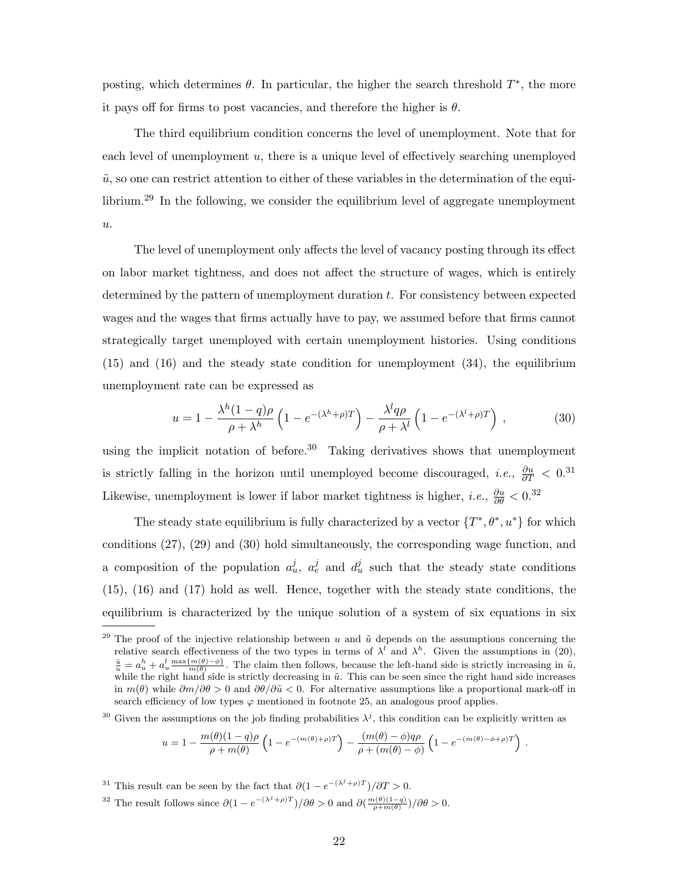posting, which determines $\theta$. In particular, the higher the search threshold $T^*$, the more it pays off for firms to post vacancies, and therefore the higher is $\theta$.

The third equilibrium condition concerns the level of unemployment. Note that for each level of unemployment $u$, there is a unique level of effectively searching unemployed $\tilde{u}$, so one can restrict attention to either of these variables in the determination of the equilibrium.[29] In the following, we consider the equilibrium level of aggregate unemployment $u$.

The level of unemployment only affects the level of vacancy posting through its effect on labor market tightness, and does not affect the structure of wages, which is entirely determined by the pattern of unemployment duration $t$. For consistency between expected wages and the wages that firms actually have to pay, we assumed before that firms cannot strategically target unemployed with certain unemployment histories. Using conditions (15) and (16) and the steady state condition for unemployment (34), the equilibrium unemployment rate can be expressed as

$$u = 1 - \frac{\lambda^h(1-q)\rho}{\rho + \lambda^h}\left(1 - e^{-(\lambda^h+\rho)T}\right) - \frac{\lambda^l q\rho}{\rho + \lambda^l}\left(1 - e^{-(\lambda^l+\rho)T}\right) \,, \tag{30}$$

using the implicit notation of before.[30] Taking derivatives shows that unemployment is strictly falling in the horizon until unemployed become discouraged, *i.e.*, $\frac{\partial u}{\partial T} < 0$.[31] Likewise, unemployment is lower if labor market tightness is higher, *i.e.*, $\frac{\partial u}{\partial \theta} < 0$.[32]

The steady state equilibrium is fully characterized by a vector $\{T^*, \theta^*, u^*\}$ for which conditions (27), (29) and (30) hold simultaneously, the corresponding wage function, and a composition of the population $a_u^j$, $a_e^j$ and $d_u^j$ such that the steady state conditions (15), (16) and (17) hold as well. Hence, together with the steady state conditions, the equilibrium is characterized by the unique solution of a system of six equations in six

---

[29] The proof of the injective relationship between $u$ and $\tilde{u}$ depends on the assumptions concerning the relative search effectiveness of the two types in terms of $\lambda^l$ and $\lambda^h$. Given the assumptions in (20), $\frac{\tilde{u}}{u} = a_u^h + a_u^l \frac{\max\{m(\theta)-\phi\}}{m(\theta)}$. The claim then follows, because the left-hand side is strictly increasing in $\tilde{u}$, while the right hand side is strictly decreasing in $\tilde{u}$. This can be seen since the right hand side increases in $m(\theta)$ while $\partial m/\partial\theta > 0$ and $\partial\theta/\partial\tilde{u} < 0$. For alternative assumptions like a proportional mark-off in search efficiency of low types $\varphi$ mentioned in footnote 25, an analogous proof applies.

[30] Given the assumptions on the job finding probabilities $\lambda^j$, this condition can be explicitly written as

$$u = 1 - \frac{m(\theta)(1-q)\rho}{\rho + m(\theta)}\left(1 - e^{-(m(\theta)+\rho)T}\right) - \frac{(m(\theta)-\phi)q\rho}{\rho + (m(\theta)-\phi)}\left(1 - e^{-(m(\theta)-\phi+\rho)T}\right) \,.$$

[31] This result can be seen by the fact that $\partial(1 - e^{-(\lambda^j+\rho)T})/\partial T > 0$.

[32] The result follows since $\partial(1 - e^{-(\lambda^j+\rho)T})/\partial\theta > 0$ and $\partial(\frac{m(\theta)(1-q)}{\rho+m(\theta)})/\partial\theta > 0$.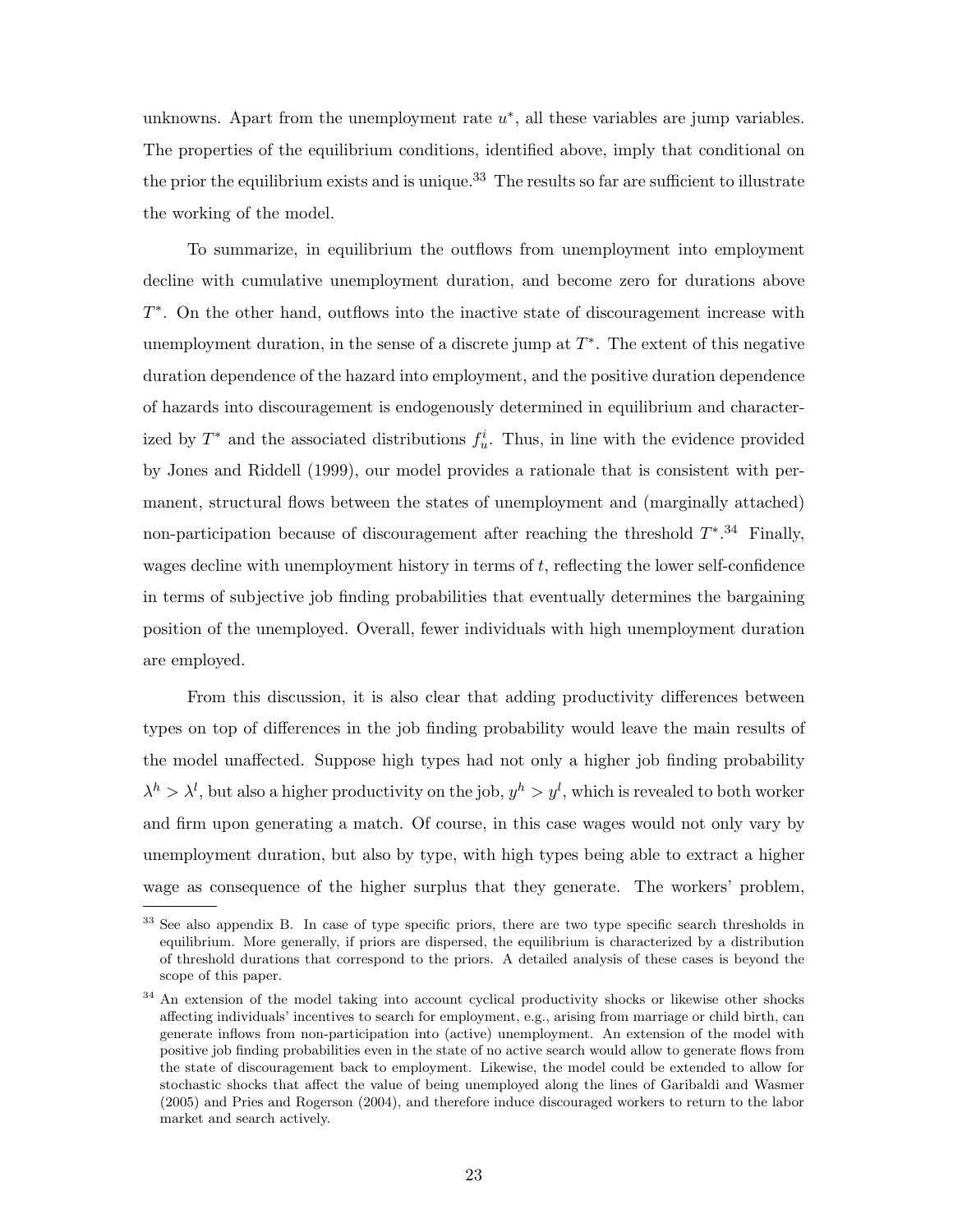unknowns. Apart from the unemployment rate $u^*$, all these variables are jump variables. The properties of the equilibrium conditions, identified above, imply that conditional on the prior the equilibrium exists and is unique.[33] The results so far are sufficient to illustrate the working of the model.

To summarize, in equilibrium the outflows from unemployment into employment decline with cumulative unemployment duration, and become zero for durations above $T^*$. On the other hand, outflows into the inactive state of discouragement increase with unemployment duration, in the sense of a discrete jump at $T^*$. The extent of this negative duration dependence of the hazard into employment, and the positive duration dependence of hazards into discouragement is endogenously determined in equilibrium and characterized by $T^*$ and the associated distributions $f_u^i$. Thus, in line with the evidence provided by Jones and Riddell (1999), our model provides a rationale that is consistent with permanent, structural flows between the states of unemployment and (marginally attached) non-participation because of discouragement after reaching the threshold $T^*$.[34] Finally, wages decline with unemployment history in terms of $t$, reflecting the lower self-confidence in terms of subjective job finding probabilities that eventually determines the bargaining position of the unemployed. Overall, fewer individuals with high unemployment duration are employed.

From this discussion, it is also clear that adding productivity differences between types on top of differences in the job finding probability would leave the main results of the model unaffected. Suppose high types had not only a higher job finding probability $\lambda^h > \lambda^l$, but also a higher productivity on the job, $y^h > y^l$, which is revealed to both worker and firm upon generating a match. Of course, in this case wages would not only vary by unemployment duration, but also by type, with high types being able to extract a higher wage as consequence of the higher surplus that they generate. The workers' problem,

[33] See also appendix B. In case of type specific priors, there are two type specific search thresholds in equilibrium. More generally, if priors are dispersed, the equilibrium is characterized by a distribution of threshold durations that correspond to the priors. A detailed analysis of these cases is beyond the scope of this paper.

[34] An extension of the model taking into account cyclical productivity shocks or likewise other shocks affecting individuals' incentives to search for employment, e.g., arising from marriage or child birth, can generate inflows from non-participation into (active) unemployment. An extension of the model with positive job finding probabilities even in the state of no active search would allow to generate flows from the state of discouragement back to employment. Likewise, the model could be extended to allow for stochastic shocks that affect the value of being unemployed along the lines of Garibaldi and Wasmer (2005) and Pries and Rogerson (2004), and therefore induce discouraged workers to return to the labor market and search actively.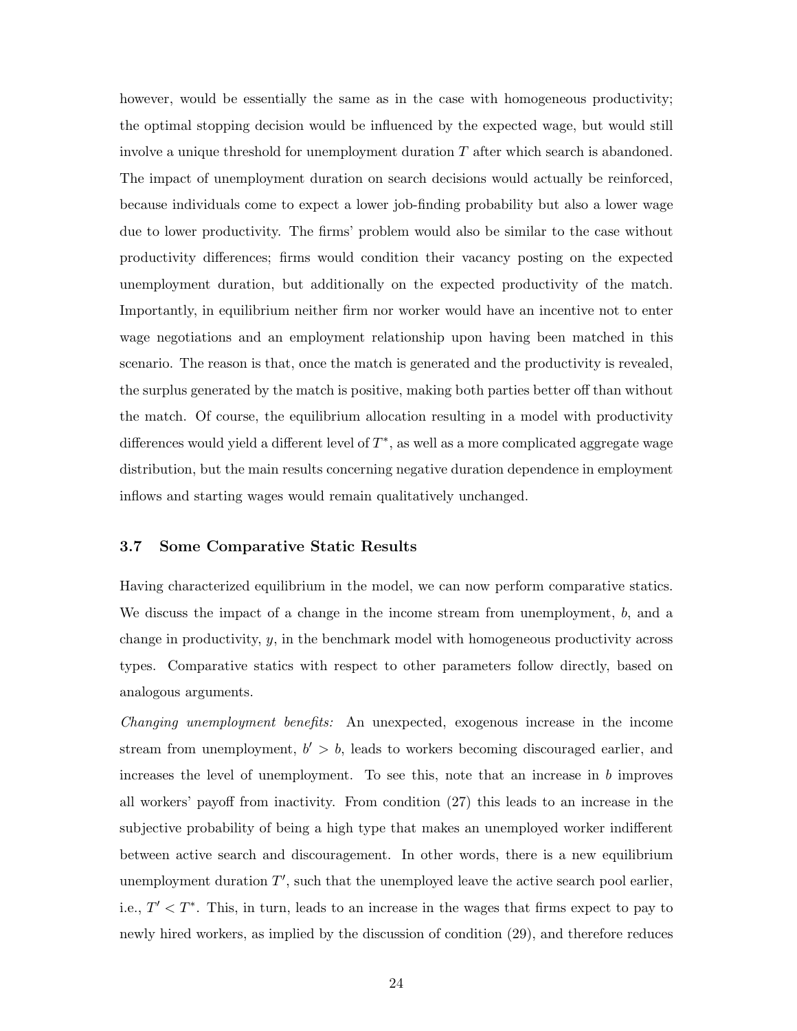however, would be essentially the same as in the case with homogeneous productivity; the optimal stopping decision would be influenced by the expected wage, but would still involve a unique threshold for unemployment duration $T$ after which search is abandoned. The impact of unemployment duration on search decisions would actually be reinforced, because individuals come to expect a lower job-finding probability but also a lower wage due to lower productivity. The firms' problem would also be similar to the case without productivity differences; firms would condition their vacancy posting on the expected unemployment duration, but additionally on the expected productivity of the match. Importantly, in equilibrium neither firm nor worker would have an incentive not to enter wage negotiations and an employment relationship upon having been matched in this scenario. The reason is that, once the match is generated and the productivity is revealed, the surplus generated by the match is positive, making both parties better off than without the match. Of course, the equilibrium allocation resulting in a model with productivity differences would yield a different level of $T^*$, as well as a more complicated aggregate wage distribution, but the main results concerning negative duration dependence in employment inflows and starting wages would remain qualitatively unchanged.

### 3.7 Some Comparative Static Results

Having characterized equilibrium in the model, we can now perform comparative statics. We discuss the impact of a change in the income stream from unemployment, $b$, and a change in productivity, $y$, in the benchmark model with homogeneous productivity across types. Comparative statics with respect to other parameters follow directly, based on analogous arguments.

*Changing unemployment benefits:* An unexpected, exogenous increase in the income stream from unemployment, $b' > b$, leads to workers becoming discouraged earlier, and increases the level of unemployment. To see this, note that an increase in $b$ improves all workers' payoff from inactivity. From condition (27) this leads to an increase in the subjective probability of being a high type that makes an unemployed worker indifferent between active search and discouragement. In other words, there is a new equilibrium unemployment duration $T'$, such that the unemployed leave the active search pool earlier, i.e., $T' < T^*$. This, in turn, leads to an increase in the wages that firms expect to pay to newly hired workers, as implied by the discussion of condition (29), and therefore reduces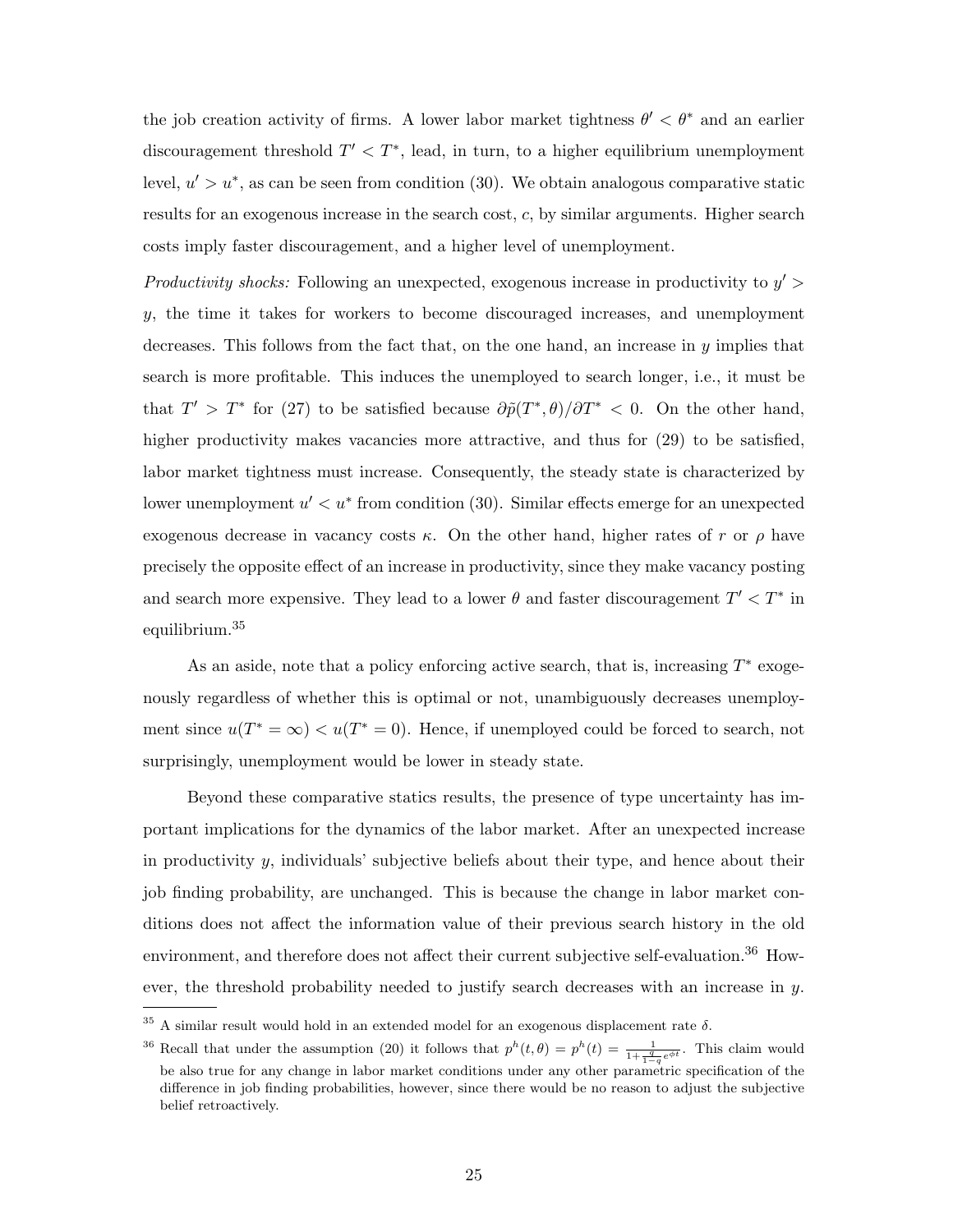the job creation activity of firms. A lower labor market tightness $\theta' < \theta^*$ and an earlier discouragement threshold $T' < T^*$, lead, in turn, to a higher equilibrium unemployment level, $u' > u^*$, as can be seen from condition (30). We obtain analogous comparative static results for an exogenous increase in the search cost, $c$, by similar arguments. Higher search costs imply faster discouragement, and a higher level of unemployment.

*Productivity shocks:* Following an unexpected, exogenous increase in productivity to $y' > y$, the time it takes for workers to become discouraged increases, and unemployment decreases. This follows from the fact that, on the one hand, an increase in $y$ implies that search is more profitable. This induces the unemployed to search longer, i.e., it must be that $T' > T^*$ for (27) to be satisfied because $\partial\tilde{p}(T^*, \theta)/\partial T^* < 0$. On the other hand, higher productivity makes vacancies more attractive, and thus for (29) to be satisfied, labor market tightness must increase. Consequently, the steady state is characterized by lower unemployment $u' < u^*$ from condition (30). Similar effects emerge for an unexpected exogenous decrease in vacancy costs $\kappa$. On the other hand, higher rates of $r$ or $\rho$ have precisely the opposite effect of an increase in productivity, since they make vacancy posting and search more expensive. They lead to a lower $\theta$ and faster discouragement $T' < T^*$ in equilibrium.[35]

As an aside, note that a policy enforcing active search, that is, increasing $T^*$ exogenously regardless of whether this is optimal or not, unambiguously decreases unemployment since $u(T^* = \infty) < u(T^* = 0)$. Hence, if unemployed could be forced to search, not surprisingly, unemployment would be lower in steady state.

Beyond these comparative statics results, the presence of type uncertainty has important implications for the dynamics of the labor market. After an unexpected increase in productivity $y$, individuals' subjective beliefs about their type, and hence about their job finding probability, are unchanged. This is because the change in labor market conditions does not affect the information value of their previous search history in the old environment, and therefore does not affect their current subjective self-evaluation.[36] However, the threshold probability needed to justify search decreases with an increase in $y$.

[35] A similar result would hold in an extended model for an exogenous displacement rate $\delta$.

[36] Recall that under the assumption (20) it follows that $p^h(t, \theta) = p^h(t) = \frac{1}{1+\frac{q}{1-q}e^{\phi t}}$. This claim would be also true for any change in labor market conditions under any other parametric specification of the difference in job finding probabilities, however, since there would be no reason to adjust the subjective belief retroactively.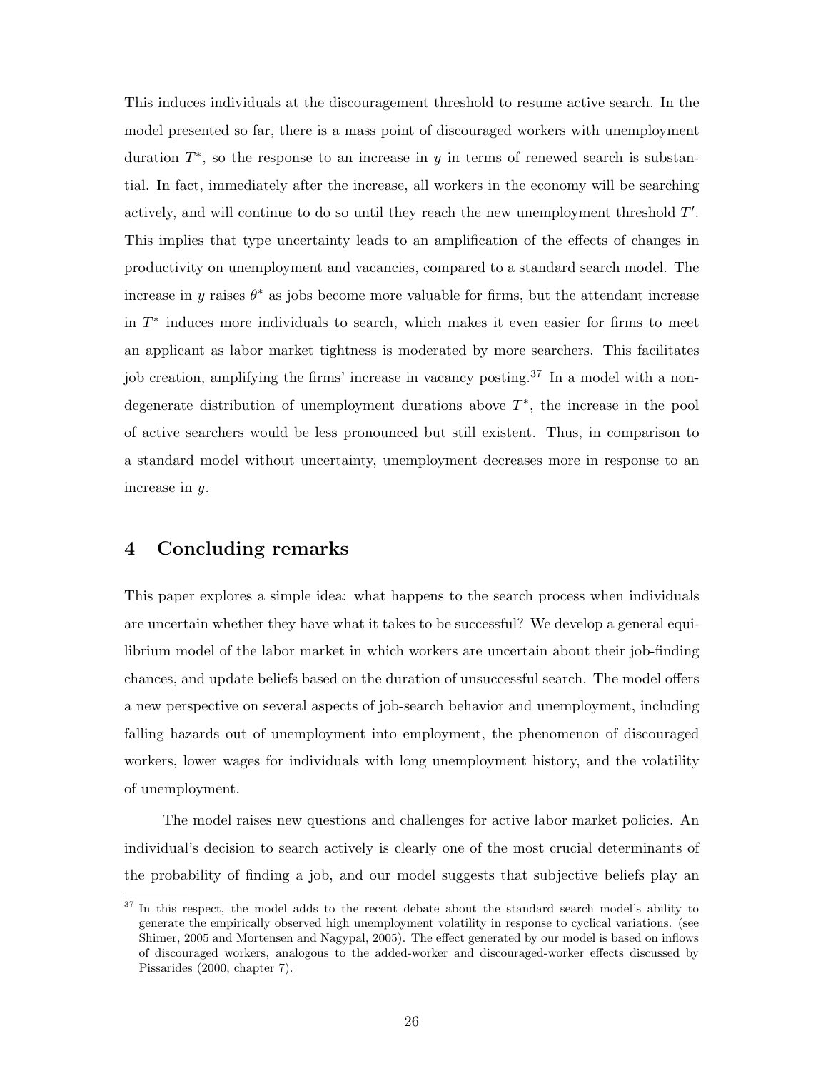This induces individuals at the discouragement threshold to resume active search. In the model presented so far, there is a mass point of discouraged workers with unemployment duration $T^*$, so the response to an increase in $y$ in terms of renewed search is substantial. In fact, immediately after the increase, all workers in the economy will be searching actively, and will continue to do so until they reach the new unemployment threshold $T'$. This implies that type uncertainty leads to an amplification of the effects of changes in productivity on unemployment and vacancies, compared to a standard search model. The increase in $y$ raises $\theta^*$ as jobs become more valuable for firms, but the attendant increase in $T^*$ induces more individuals to search, which makes it even easier for firms to meet an applicant as labor market tightness is moderated by more searchers. This facilitates job creation, amplifying the firms' increase in vacancy posting.[37] In a model with a non-degenerate distribution of unemployment durations above $T^*$, the increase in the pool of active searchers would be less pronounced but still existent. Thus, in comparison to a standard model without uncertainty, unemployment decreases more in response to an increase in $y$.

## 4 Concluding remarks

This paper explores a simple idea: what happens to the search process when individuals are uncertain whether they have what it takes to be successful? We develop a general equilibrium model of the labor market in which workers are uncertain about their job-finding chances, and update beliefs based on the duration of unsuccessful search. The model offers a new perspective on several aspects of job-search behavior and unemployment, including falling hazards out of unemployment into employment, the phenomenon of discouraged workers, lower wages for individuals with long unemployment history, and the volatility of unemployment.

The model raises new questions and challenges for active labor market policies. An individual's decision to search actively is clearly one of the most crucial determinants of the probability of finding a job, and our model suggests that subjective beliefs play an

[37] In this respect, the model adds to the recent debate about the standard search model's ability to generate the empirically observed high unemployment volatility in response to cyclical variations. (see Shimer, 2005 and Mortensen and Nagypal, 2005). The effect generated by our model is based on inflows of discouraged workers, analogous to the added-worker and discouraged-worker effects discussed by Pissarides (2000, chapter 7).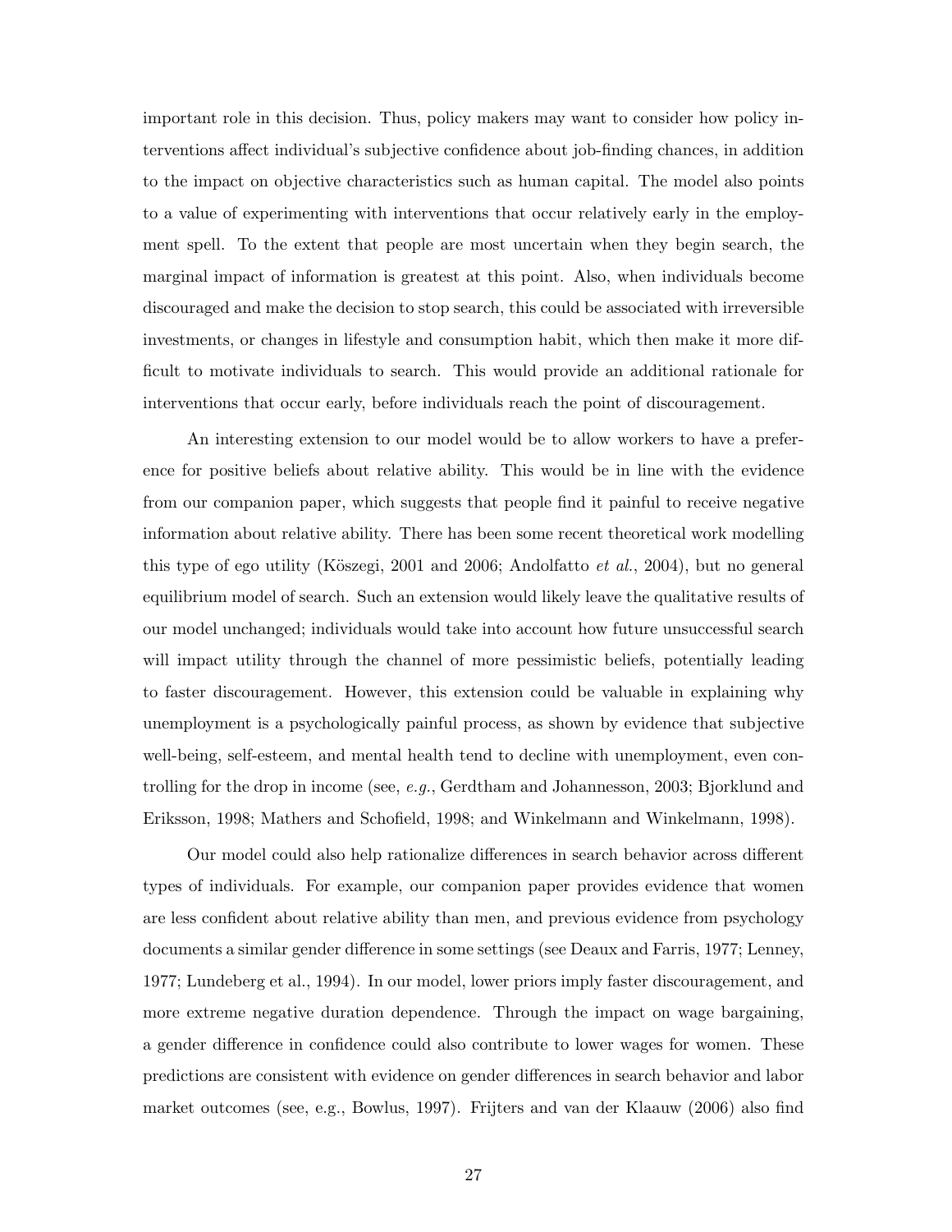important role in this decision. Thus, policy makers may want to consider how policy interventions affect individual's subjective confidence about job-finding chances, in addition to the impact on objective characteristics such as human capital. The model also points to a value of experimenting with interventions that occur relatively early in the employment spell. To the extent that people are most uncertain when they begin search, the marginal impact of information is greatest at this point. Also, when individuals become discouraged and make the decision to stop search, this could be associated with irreversible investments, or changes in lifestyle and consumption habit, which then make it more difficult to motivate individuals to search. This would provide an additional rationale for interventions that occur early, before individuals reach the point of discouragement.

An interesting extension to our model would be to allow workers to have a preference for positive beliefs about relative ability. This would be in line with the evidence from our companion paper, which suggests that people find it painful to receive negative information about relative ability. There has been some recent theoretical work modelling this type of ego utility (Köszegi, 2001 and 2006; Andolfatto *et al.*, 2004), but no general equilibrium model of search. Such an extension would likely leave the qualitative results of our model unchanged; individuals would take into account how future unsuccessful search will impact utility through the channel of more pessimistic beliefs, potentially leading to faster discouragement. However, this extension could be valuable in explaining why unemployment is a psychologically painful process, as shown by evidence that subjective well-being, self-esteem, and mental health tend to decline with unemployment, even controlling for the drop in income (see, *e.g.*, Gerdtham and Johannesson, 2003; Bjorklund and Eriksson, 1998; Mathers and Schofield, 1998; and Winkelmann and Winkelmann, 1998).

Our model could also help rationalize differences in search behavior across different types of individuals. For example, our companion paper provides evidence that women are less confident about relative ability than men, and previous evidence from psychology documents a similar gender difference in some settings (see Deaux and Farris, 1977; Lenney, 1977; Lundeberg et al., 1994). In our model, lower priors imply faster discouragement, and more extreme negative duration dependence. Through the impact on wage bargaining, a gender difference in confidence could also contribute to lower wages for women. These predictions are consistent with evidence on gender differences in search behavior and labor market outcomes (see, e.g., Bowlus, 1997). Frijters and van der Klaauw (2006) also find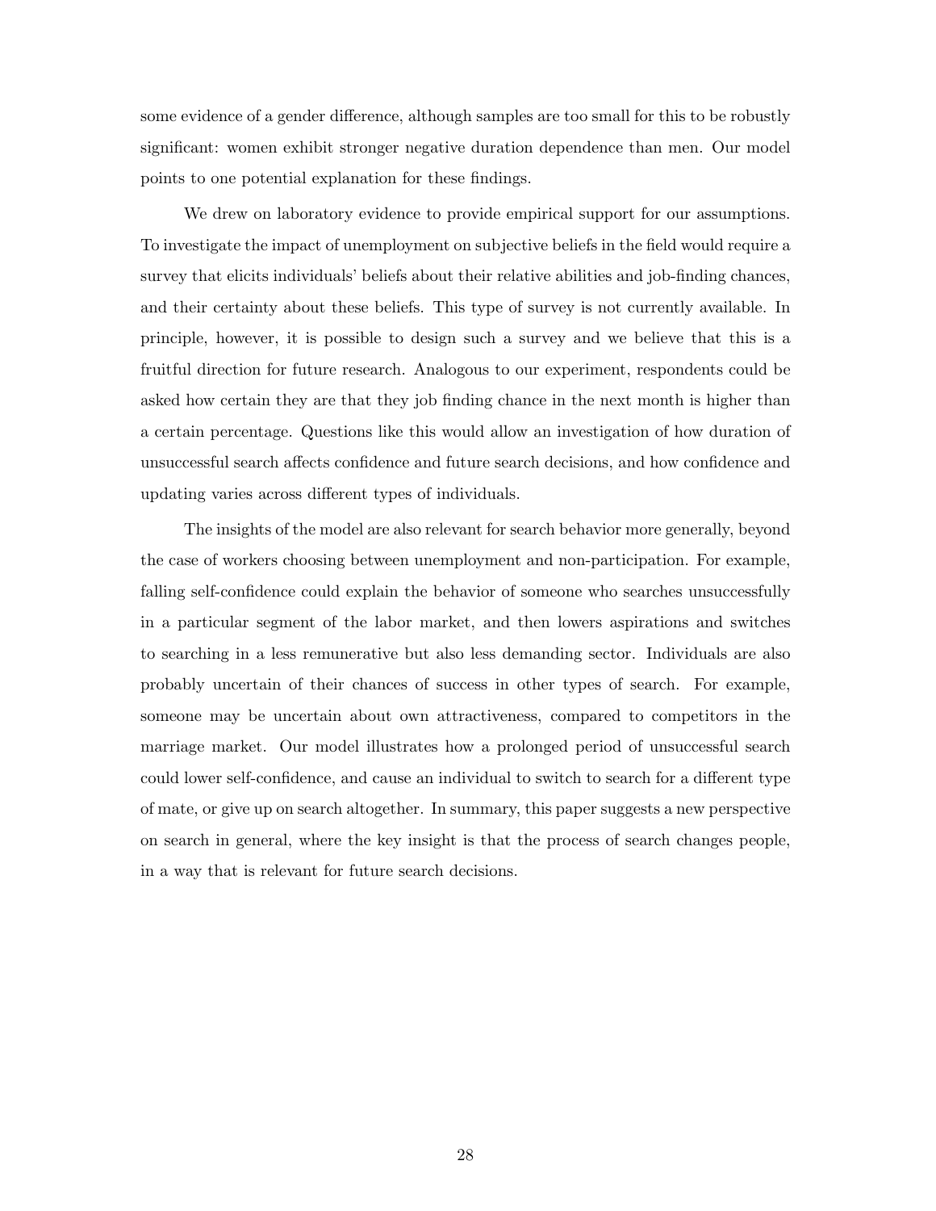some evidence of a gender difference, although samples are too small for this to be robustly significant: women exhibit stronger negative duration dependence than men. Our model points to one potential explanation for these findings.

We drew on laboratory evidence to provide empirical support for our assumptions. To investigate the impact of unemployment on subjective beliefs in the field would require a survey that elicits individuals' beliefs about their relative abilities and job-finding chances, and their certainty about these beliefs. This type of survey is not currently available. In principle, however, it is possible to design such a survey and we believe that this is a fruitful direction for future research. Analogous to our experiment, respondents could be asked how certain they are that they job finding chance in the next month is higher than a certain percentage. Questions like this would allow an investigation of how duration of unsuccessful search affects confidence and future search decisions, and how confidence and updating varies across different types of individuals.

The insights of the model are also relevant for search behavior more generally, beyond the case of workers choosing between unemployment and non-participation. For example, falling self-confidence could explain the behavior of someone who searches unsuccessfully in a particular segment of the labor market, and then lowers aspirations and switches to searching in a less remunerative but also less demanding sector. Individuals are also probably uncertain of their chances of success in other types of search. For example, someone may be uncertain about own attractiveness, compared to competitors in the marriage market. Our model illustrates how a prolonged period of unsuccessful search could lower self-confidence, and cause an individual to switch to search for a different type of mate, or give up on search altogether. In summary, this paper suggests a new perspective on search in general, where the key insight is that the process of search changes people, in a way that is relevant for future search decisions.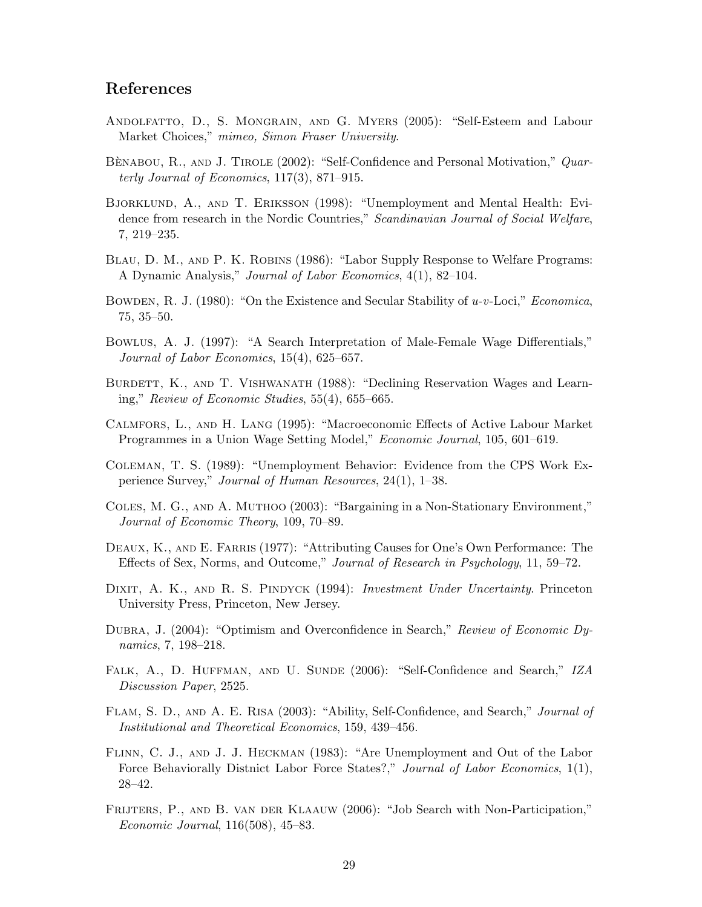## References

Andolfatto, D., S. Mongrain, and G. Myers (2005): "Self-Esteem and Labour Market Choices," *mimeo, Simon Fraser University*.

Bènabou, R., and J. Tirole (2002): "Self-Confidence and Personal Motivation," *Quarterly Journal of Economics*, 117(3), 871–915.

Bjorklund, A., and T. Eriksson (1998): "Unemployment and Mental Health: Evidence from research in the Nordic Countries," *Scandinavian Journal of Social Welfare*, 7, 219–235.

Blau, D. M., and P. K. Robins (1986): "Labor Supply Response to Welfare Programs: A Dynamic Analysis," *Journal of Labor Economics*, 4(1), 82–104.

Bowden, R. J. (1980): "On the Existence and Secular Stability of $u$-$v$-Loci," *Economica*, 75, 35–50.

Bowlus, A. J. (1997): "A Search Interpretation of Male-Female Wage Differentials," *Journal of Labor Economics*, 15(4), 625–657.

Burdett, K., and T. Vishwanath (1988): "Declining Reservation Wages and Learning," *Review of Economic Studies*, 55(4), 655–665.

Calmfors, L., and H. Lang (1995): "Macroeconomic Effects of Active Labour Market Programmes in a Union Wage Setting Model," *Economic Journal*, 105, 601–619.

Coleman, T. S. (1989): "Unemployment Behavior: Evidence from the CPS Work Experience Survey," *Journal of Human Resources*, 24(1), 1–38.

Coles, M. G., and A. Muthoo (2003): "Bargaining in a Non-Stationary Environment," *Journal of Economic Theory*, 109, 70–89.

Deaux, K., and E. Farris (1977): "Attributing Causes for One's Own Performance: The Effects of Sex, Norms, and Outcome," *Journal of Research in Psychology*, 11, 59–72.

Dixit, A. K., and R. S. Pindyck (1994): *Investment Under Uncertainty*. Princeton University Press, Princeton, New Jersey.

Dubra, J. (2004): "Optimism and Overconfidence in Search," *Review of Economic Dynamics*, 7, 198–218.

Falk, A., D. Huffman, and U. Sunde (2006): "Self-Confidence and Search," *IZA Discussion Paper*, 2525.

Flam, S. D., and A. E. Risa (2003): "Ability, Self-Confidence, and Search," *Journal of Institutional and Theoretical Economics*, 159, 439–456.

Flinn, C. J., and J. J. Heckman (1983): "Are Unemployment and Out of the Labor Force Behaviorally Distnict Labor Force States?," *Journal of Labor Economics*, 1(1), 28–42.

Frijters, P., and B. van der Klaauw (2006): "Job Search with Non-Participation," *Economic Journal*, 116(508), 45–83.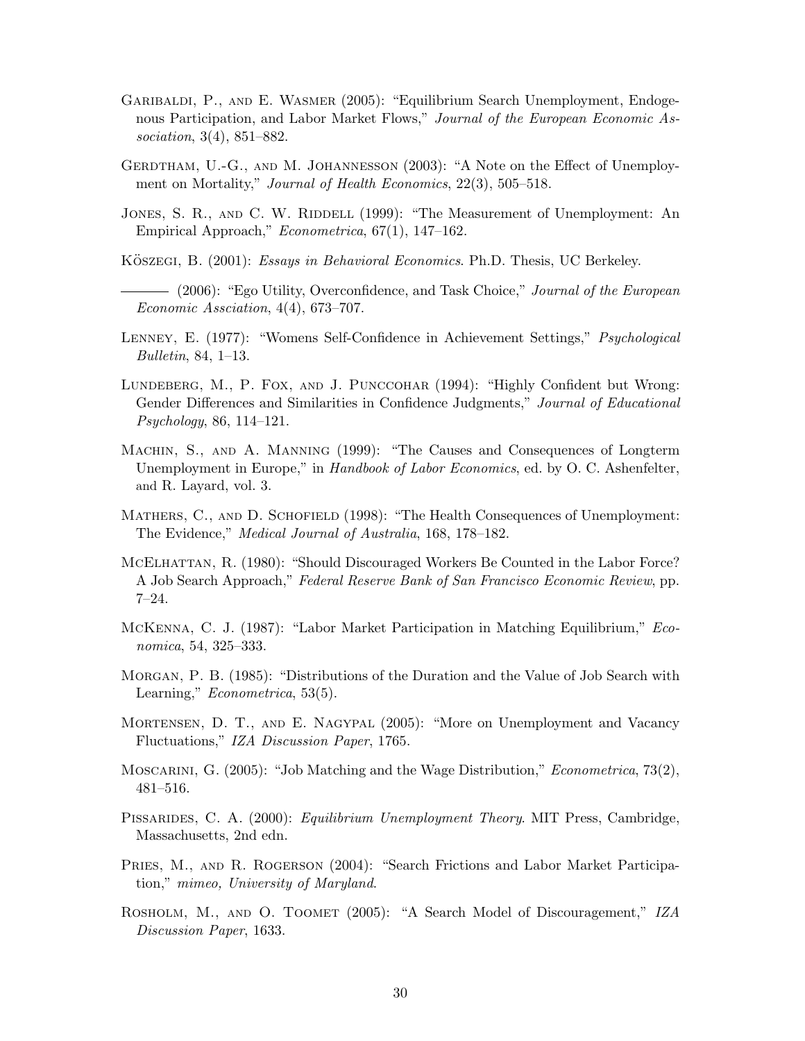Garibaldi, P., and E. Wasmer (2005): "Equilibrium Search Unemployment, Endogenous Participation, and Labor Market Flows," *Journal of the European Economic Association*, 3(4), 851–882.

Gerdtham, U.-G., and M. Johannesson (2003): "A Note on the Effect of Unemployment on Mortality," *Journal of Health Economics*, 22(3), 505–518.

Jones, S. R., and C. W. Riddell (1999): "The Measurement of Unemployment: An Empirical Approach," *Econometrica*, 67(1), 147–162.

Kőszegi, B. (2001): *Essays in Behavioral Economics*. Ph.D. Thesis, UC Berkeley.

——— (2006): "Ego Utility, Overconfidence, and Task Choice," *Journal of the European Economic Assciation*, 4(4), 673–707.

Lenney, E. (1977): "Womens Self-Confidence in Achievement Settings," *Psychological Bulletin*, 84, 1–13.

Lundeberg, M., P. Fox, and J. Punccohar (1994): "Highly Confident but Wrong: Gender Differences and Similarities in Confidence Judgments," *Journal of Educational Psychology*, 86, 114–121.

Machin, S., and A. Manning (1999): "The Causes and Consequences of Longterm Unemployment in Europe," in *Handbook of Labor Economics*, ed. by O. C. Ashenfelter, and R. Layard, vol. 3.

Mathers, C., and D. Schofield (1998): "The Health Consequences of Unemployment: The Evidence," *Medical Journal of Australia*, 168, 178–182.

McElhattan, R. (1980): "Should Discouraged Workers Be Counted in the Labor Force? A Job Search Approach," *Federal Reserve Bank of San Francisco Economic Review*, pp. 7–24.

McKenna, C. J. (1987): "Labor Market Participation in Matching Equilibrium," *Economica*, 54, 325–333.

Morgan, P. B. (1985): "Distributions of the Duration and the Value of Job Search with Learning," *Econometrica*, 53(5).

Mortensen, D. T., and E. Nagypal (2005): "More on Unemployment and Vacancy Fluctuations," *IZA Discussion Paper*, 1765.

Moscarini, G. (2005): "Job Matching and the Wage Distribution," *Econometrica*, 73(2), 481–516.

Pissarides, C. A. (2000): *Equilibrium Unemployment Theory*. MIT Press, Cambridge, Massachusetts, 2nd edn.

Pries, M., and R. Rogerson (2004): "Search Frictions and Labor Market Participation," *mimeo, University of Maryland*.

Rosholm, M., and O. Toomet (2005): "A Search Model of Discouragement," *IZA Discussion Paper*, 1633.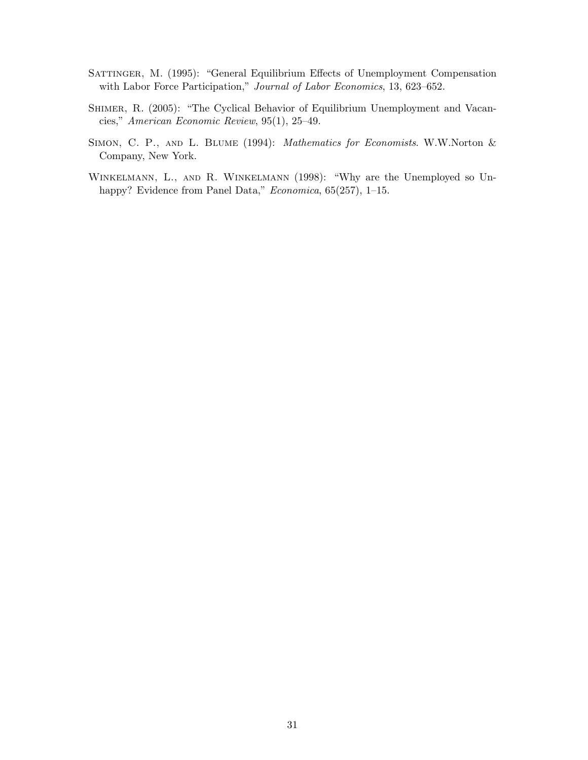Sattinger, M. (1995): "General Equilibrium Effects of Unemployment Compensation with Labor Force Participation," *Journal of Labor Economics*, 13, 623–652.

Shimer, R. (2005): "The Cyclical Behavior of Equilibrium Unemployment and Vacancies," *American Economic Review*, 95(1), 25–49.

Simon, C. P., and L. Blume (1994): *Mathematics for Economists*. W.W.Norton & Company, New York.

Winkelmann, L., and R. Winkelmann (1998): "Why are the Unemployed so Unhappy? Evidence from Panel Data," *Economica*, 65(257), 1–15.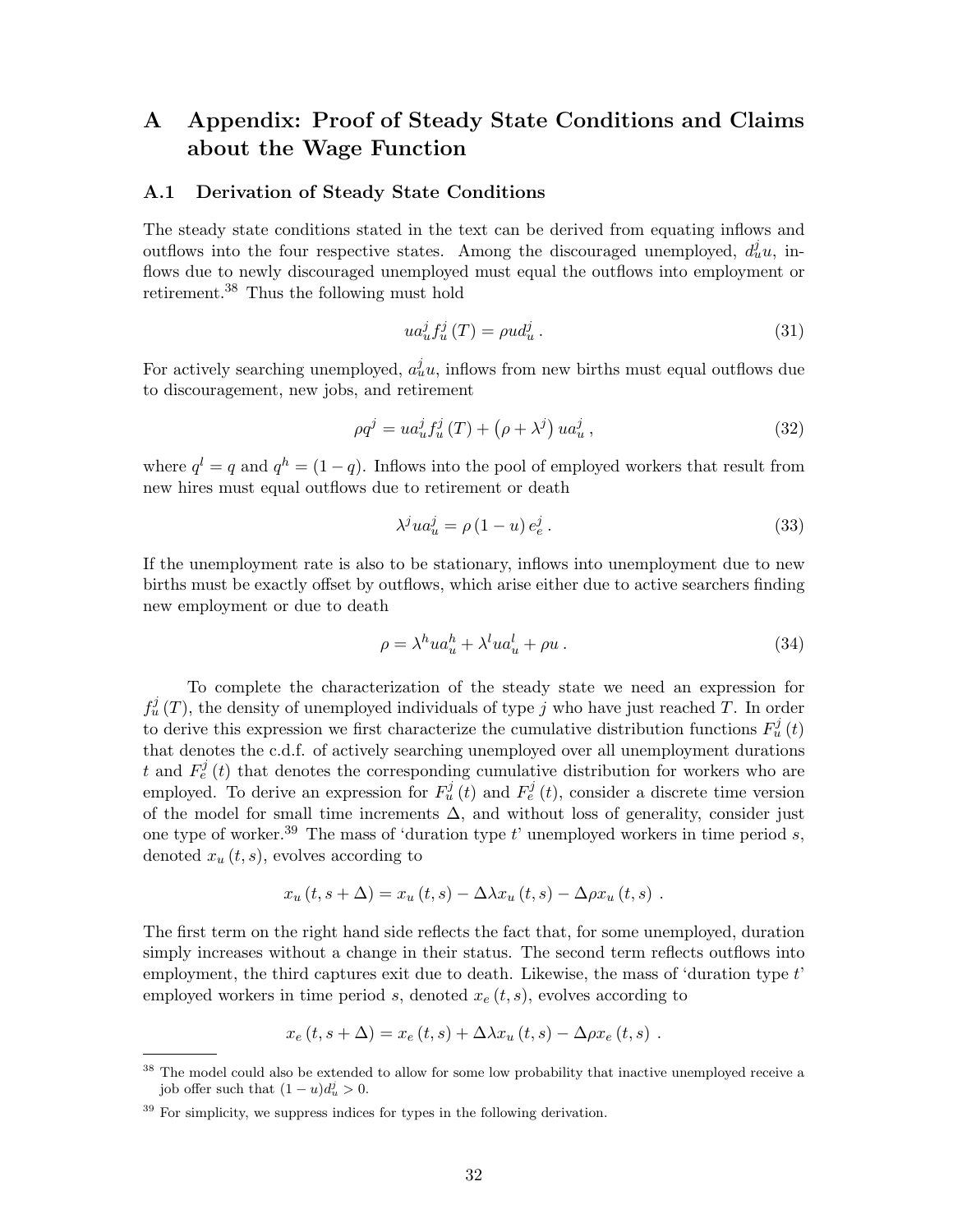# A Appendix: Proof of Steady State Conditions and Claims about the Wage Function

## A.1 Derivation of Steady State Conditions

The steady state conditions stated in the text can be derived from equating inflows and outflows into the four respective states. Among the discouraged unemployed, $d_u^j u$, inflows due to newly discouraged unemployed must equal the outflows into employment or retirement.[38] Thus the following must hold

$$ua_u^j f_u^j(T) = \rho u d_u^j \,. \tag{31}$$

For actively searching unemployed, $a_u^j u$, inflows from new births must equal outflows due to discouragement, new jobs, and retirement

$$\rho q^j = ua_u^j f_u^j(T) + \left(\rho + \lambda^j\right) ua_u^j \,, \tag{32}$$

where $q^l = q$ and $q^h = (1-q)$. Inflows into the pool of employed workers that result from new hires must equal outflows due to retirement or death

$$\lambda^j ua_u^j = \rho\left(1-u\right) e_e^j \,. \tag{33}$$

If the unemployment rate is also to be stationary, inflows into unemployment due to new births must be exactly offset by outflows, which arise either due to active searchers finding new employment or due to death

$$\rho = \lambda^h ua_u^h + \lambda^l ua_u^l + \rho u \,. \tag{34}$$

To complete the characterization of the steady state we need an expression for $f_u^j(T)$, the density of unemployed individuals of type $j$ who have just reached $T$. In order to derive this expression we first characterize the cumulative distribution functions $F_u^j(t)$ that denotes the c.d.f. of actively searching unemployed over all unemployment durations $t$ and $F_e^j(t)$ that denotes the corresponding cumulative distribution for workers who are employed. To derive an expression for $F_u^j(t)$ and $F_e^j(t)$, consider a discrete time version of the model for small time increments $\Delta$, and without loss of generality, consider just one type of worker.[39] The mass of 'duration type $t$' unemployed workers in time period $s$, denoted $x_u(t,s)$, evolves according to

$$x_u(t, s+\Delta) = x_u(t,s) - \Delta\lambda x_u(t,s) - \Delta\rho x_u(t,s) \ .$$

The first term on the right hand side reflects the fact that, for some unemployed, duration simply increases without a change in their status. The second term reflects outflows into employment, the third captures exit due to death. Likewise, the mass of 'duration type $t$' employed workers in time period $s$, denoted $x_e(t,s)$, evolves according to

$$x_e(t, s+\Delta) = x_e(t,s) + \Delta\lambda x_u(t,s) - \Delta\rho x_e(t,s) \ .$$

[38] The model could also be extended to allow for some low probability that inactive unemployed receive a job offer such that $(1-u)d_u^j > 0$.

[39] For simplicity, we suppress indices for types in the following derivation.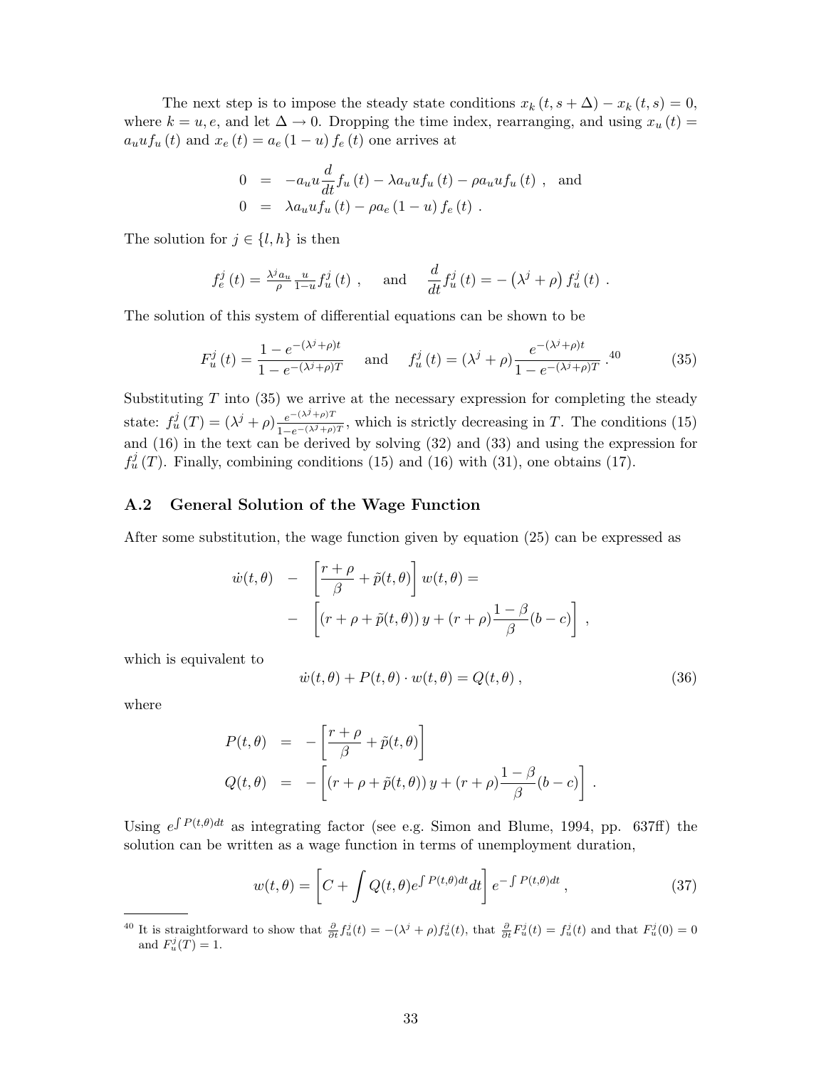The next step is to impose the steady state conditions $x_k(t, s + \Delta) - x_k(t, s) = 0$, where $k = u, e$, and let $\Delta \to 0$. Dropping the time index, rearranging, and using $x_u(t) = a_u u f_u(t)$ and $x_e(t) = a_e(1-u) f_e(t)$ one arrives at

$$
\begin{aligned}
0 &= -a_u u \frac{d}{dt} f_u(t) - \lambda a_u u f_u(t) - \rho a_u u f_u(t) \ , \quad \text{and} \\
0 &= \lambda a_u u f_u(t) - \rho a_e (1-u) f_e(t) \ .
\end{aligned}
$$

The solution for $j \in \{l, h\}$ is then

$$
f_e^j(t) = \tfrac{\lambda^j a_u}{\rho} \tfrac{u}{1-u} f_u^j(t) \ , \qquad \text{and} \qquad \frac{d}{dt} f_u^j(t) = -\left(\lambda^j + \rho\right) f_u^j(t) \ .
$$

The solution of this system of differential equations can be shown to be

$$
F_u^j(t) = \frac{1 - e^{-(\lambda^j+\rho)t}}{1 - e^{-(\lambda^j+\rho)T}} \quad \text{and} \quad f_u^j(t) = (\lambda^j + \rho) \frac{e^{-(\lambda^j+\rho)t}}{1 - e^{-(\lambda^j+\rho)T}} \ .\text{[40]} \tag{35}
$$

Substituting $T$ into (35) we arrive at the necessary expression for completing the steady state: $f_u^j(T) = (\lambda^j + \rho)\frac{e^{-(\lambda^j+\rho)T}}{1-e^{-(\lambda^j+\rho)T}}$, which is strictly decreasing in $T$. The conditions (15) and (16) in the text can be derived by solving (32) and (33) and using the expression for $f_u^j(T)$. Finally, combining conditions (15) and (16) with (31), one obtains (17).

## A.2 General Solution of the Wage Function

After some substitution, the wage function given by equation (25) can be expressed as

$$
\begin{aligned}
\dot{w}(t,\theta) \;-\; &\left[\frac{r+\rho}{\beta} + \tilde{p}(t,\theta)\right] w(t,\theta) = \\
-\; &\left[(r + \rho + \tilde{p}(t,\theta))\, y + (r+\rho)\frac{1-\beta}{\beta}(b-c)\right] ,
\end{aligned}
$$

which is equivalent to

$$
\dot{w}(t,\theta) + P(t,\theta) \cdot w(t,\theta) = Q(t,\theta) \ , \tag{36}
$$

where

$$
\begin{aligned}
P(t,\theta) &= -\left[\frac{r+\rho}{\beta} + \tilde{p}(t,\theta)\right] \\
Q(t,\theta) &= -\left[(r + \rho + \tilde{p}(t,\theta))\, y + (r+\rho)\frac{1-\beta}{\beta}(b-c)\right] .
\end{aligned}
$$

Using $e^{\int P(t,\theta)dt}$ as integrating factor (see e.g. Simon and Blume, 1994, pp. 637ff) the solution can be written as a wage function in terms of unemployment duration,

$$
w(t,\theta) = \left[C + \int Q(t,\theta) e^{\int P(t,\theta)dt} dt\right] e^{-\int P(t,\theta)dt} \ , \tag{37}
$$

---

[40] It is straightforward to show that $\frac{\partial}{\partial t} f_u^j(t) = -(\lambda^j + \rho) f_u^j(t)$, that $\frac{\partial}{\partial t} F_u^j(t) = f_u^j(t)$ and that $F_u^j(0) = 0$ and $F_u^j(T) = 1$.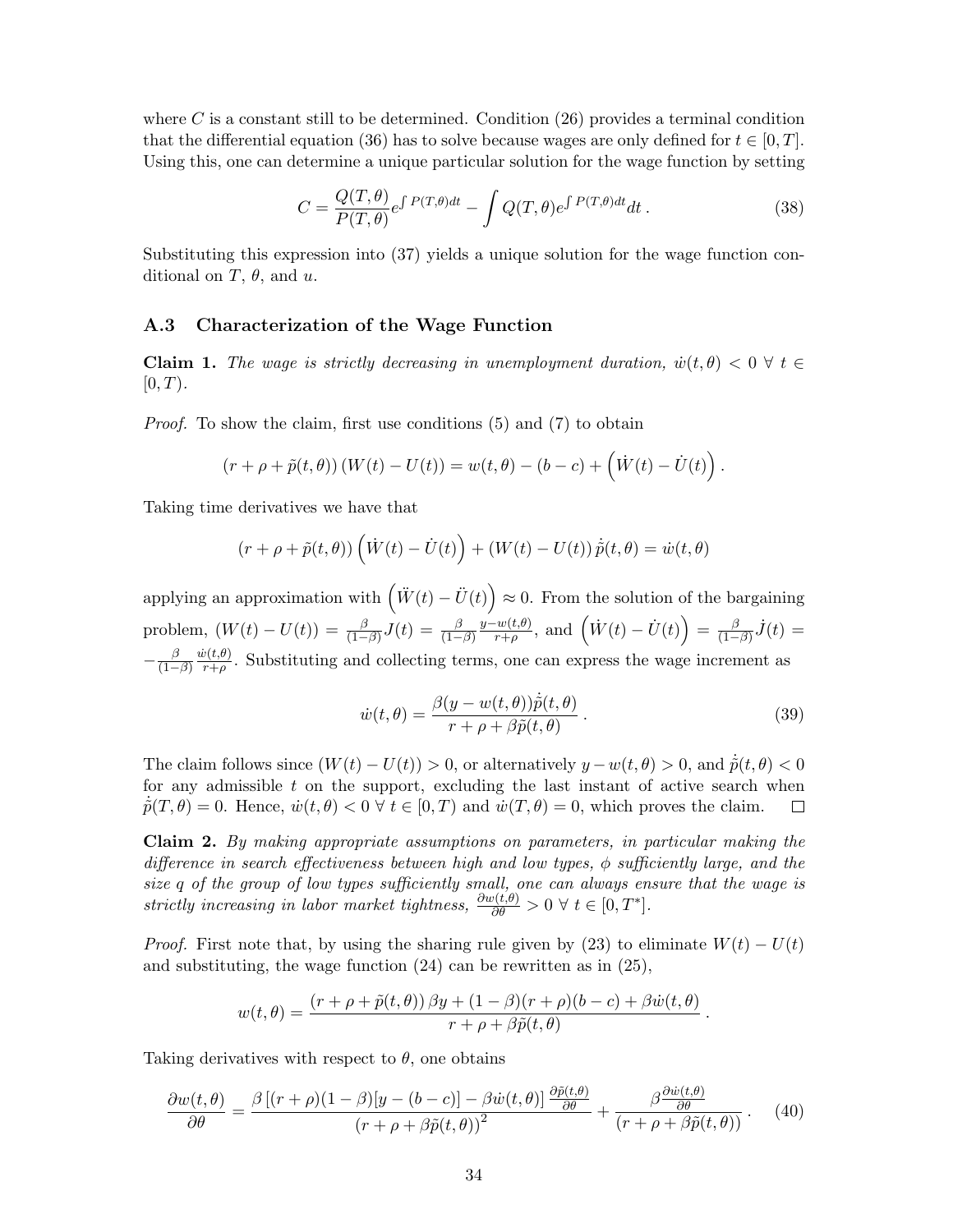where $C$ is a constant still to be determined. Condition (26) provides a terminal condition that the differential equation (36) has to solve because wages are only defined for $t \in [0, T]$. Using this, one can determine a unique particular solution for the wage function by setting

$$C = \frac{Q(T,\theta)}{P(T,\theta)} e^{\int P(T,\theta)dt} - \int Q(T,\theta) e^{\int P(T,\theta)dt} dt \,. \tag{38}$$

Substituting this expression into (37) yields a unique solution for the wage function conditional on $T$, $\theta$, and $u$.

### A.3 Characterization of the Wage Function

**Claim 1.** *The wage is strictly decreasing in unemployment duration, $\dot{w}(t,\theta) < 0 \;\forall\; t \in [0, T)$.*

*Proof.* To show the claim, first use conditions (5) and (7) to obtain

$$(r + \rho + \tilde{p}(t,\theta))\,(W(t) - U(t)) = w(t,\theta) - (b - c) + \left(\dot{W}(t) - \dot{U}(t)\right).$$

Taking time derivatives we have that

$$(r + \rho + \tilde{p}(t,\theta))\left(\dot{W}(t) - \dot{U}(t)\right) + (W(t) - U(t))\,\dot{\tilde{p}}(t,\theta) = \dot{w}(t,\theta)$$

applying an approximation with $\left(\ddot{W}(t) - \ddot{U}(t)\right) \approx 0$. From the solution of the bargaining problem, $(W(t) - U(t)) = \frac{\beta}{(1-\beta)} J(t) = \frac{\beta}{(1-\beta)} \frac{y - w(t,\theta)}{r+\rho}$, and $\left(\dot{W}(t) - \dot{U}(t)\right) = \frac{\beta}{(1-\beta)} \dot{J}(t) = -\frac{\beta}{(1-\beta)} \frac{\dot{w}(t,\theta)}{r+\rho}$. Substituting and collecting terms, one can express the wage increment as

$$\dot{w}(t,\theta) = \frac{\beta(y - w(t,\theta))\dot{\tilde{p}}(t,\theta)}{r + \rho + \beta\tilde{p}(t,\theta)} \,. \tag{39}$$

The claim follows since $(W(t) - U(t)) > 0$, or alternatively $y - w(t,\theta) > 0$, and $\dot{\tilde{p}}(t,\theta) < 0$ for any admissible $t$ on the support, excluding the last instant of active search when $\dot{\tilde{p}}(T,\theta) = 0$. Hence, $\dot{w}(t,\theta) < 0 \;\forall\; t \in [0, T)$ and $\dot{w}(T,\theta) = 0$, which proves the claim. □

**Claim 2.** *By making appropriate assumptions on parameters, in particular making the difference in search effectiveness between high and low types, $\phi$ sufficiently large, and the size $q$ of the group of low types sufficiently small, one can always ensure that the wage is strictly increasing in labor market tightness, $\frac{\partial w(t,\theta)}{\partial\theta} > 0 \;\forall\; t \in [0, T^*]$.*

*Proof.* First note that, by using the sharing rule given by (23) to eliminate $W(t) - U(t)$ and substituting, the wage function (24) can be rewritten as in (25),

$$w(t,\theta) = \frac{(r + \rho + \tilde{p}(t,\theta))\,\beta y + (1-\beta)(r+\rho)(b-c) + \beta\dot{w}(t,\theta)}{r + \rho + \beta\tilde{p}(t,\theta)} \,.$$

Taking derivatives with respect to $\theta$, one obtains

$$\frac{\partial w(t,\theta)}{\partial\theta} = \frac{\beta\left[(r+\rho)(1-\beta)[y - (b-c)] - \beta\dot{w}(t,\theta)\right]\frac{\partial\tilde{p}(t,\theta)}{\partial\theta}}{(r + \rho + \beta\tilde{p}(t,\theta))^2} + \frac{\beta\frac{\partial\dot{w}(t,\theta)}{\partial\theta}}{(r + \rho + \beta\tilde{p}(t,\theta))} \,. \tag{40}$$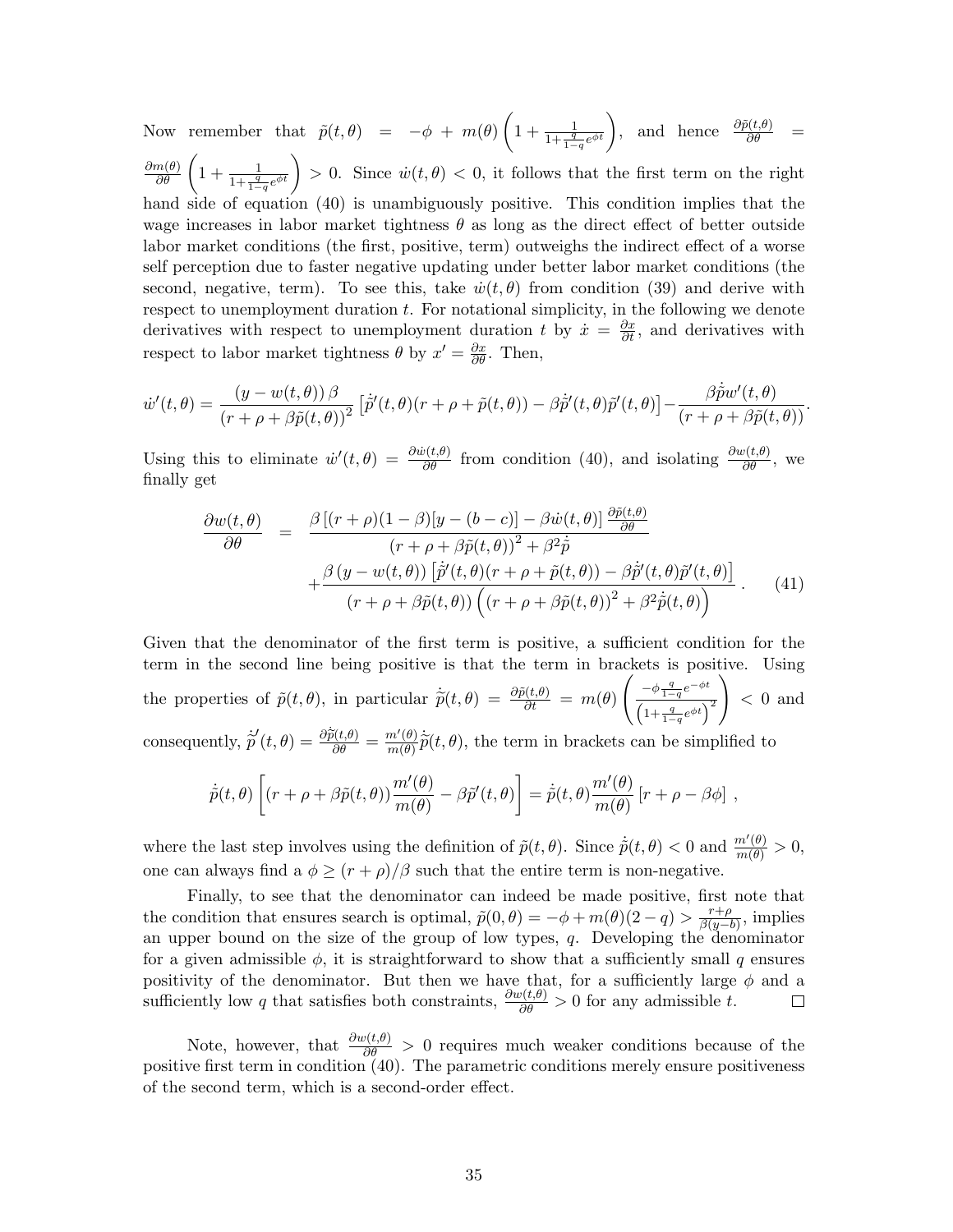Now remember that $\tilde{p}(t,\theta) = -\phi + m(\theta)\left(1 + \frac{1}{1+\frac{q}{1-q}e^{\phi t}}\right)$, and hence $\frac{\partial \tilde{p}(t,\theta)}{\partial \theta} = \frac{\partial m(\theta)}{\partial \theta}\left(1 + \frac{1}{1+\frac{q}{1-q}e^{\phi t}}\right) > 0$. Since $\dot{w}(t,\theta) < 0$, it follows that the first term on the right hand side of equation (40) is unambiguously positive. This condition implies that the wage increases in labor market tightness $\theta$ as long as the direct effect of better outside labor market conditions (the first, positive, term) outweighs the indirect effect of a worse self perception due to faster negative updating under better labor market conditions (the second, negative, term). To see this, take $\dot{w}(t,\theta)$ from condition (39) and derive with respect to unemployment duration $t$. For notational simplicity, in the following we denote derivatives with respect to unemployment duration $t$ by $\dot{x} = \frac{\partial x}{\partial t}$, and derivatives with respect to labor market tightness $\theta$ by $x' = \frac{\partial x}{\partial \theta}$. Then,

$$\dot{w}'(t,\theta) = \frac{(y - w(t,\theta))\,\beta}{(r+\rho+\beta\tilde{p}(t,\theta))^2}\left[\dot{\tilde{p}}'(t,\theta)(r+\rho+\tilde{p}(t,\theta)) - \beta\dot{\tilde{p}}'(t,\theta)\tilde{p}'(t,\theta)\right] - \frac{\beta\dot{\tilde{p}}w'(t,\theta)}{(r+\rho+\beta\tilde{p}(t,\theta))}.$$

Using this to eliminate $\dot{w}'(t,\theta) = \frac{\partial \dot{w}(t,\theta)}{\partial \theta}$ from condition (40), and isolating $\frac{\partial w(t,\theta)}{\partial \theta}$, we finally get

$$\begin{aligned}\frac{\partial w(t,\theta)}{\partial \theta} &= \frac{\beta\left[(r+\rho)(1-\beta)[y-(b-c)] - \beta\dot{w}(t,\theta)\right]\frac{\partial \tilde{p}(t,\theta)}{\partial \theta}}{(r+\rho+\beta\tilde{p}(t,\theta))^2 + \beta^2\dot{\tilde{p}}} \\ &\quad + \frac{\beta\,(y - w(t,\theta))\left[\dot{\tilde{p}}'(t,\theta)(r+\rho+\tilde{p}(t,\theta)) - \beta\dot{\tilde{p}}'(t,\theta)\tilde{p}'(t,\theta)\right]}{(r+\rho+\beta\tilde{p}(t,\theta))\left((r+\rho+\beta\tilde{p}(t,\theta))^2 + \beta^2\dot{\tilde{p}}(t,\theta)\right)}.\end{aligned} \tag{41}$$

Given that the denominator of the first term is positive, a sufficient condition for the term in the second line being positive is that the term in brackets is positive. Using the properties of $\tilde{p}(t,\theta)$, in particular $\dot{\tilde{p}}(t,\theta) = \frac{\partial \tilde{p}(t,\theta)}{\partial t} = m(\theta)\left(\frac{-\phi\frac{q}{1-q}e^{-\phi t}}{\left(1+\frac{q}{1-q}e^{\phi t}\right)^2}\right) < 0$ and consequently, $\dot{\tilde{p}}'(t,\theta) = \frac{\partial \dot{\tilde{p}}(t,\theta)}{\partial \theta} = \frac{m'(\theta)}{m(\theta)}\dot{\tilde{p}}(t,\theta)$, the term in brackets can be simplified to

$$\dot{\tilde{p}}(t,\theta)\left[(r+\rho+\beta\tilde{p}(t,\theta))\frac{m'(\theta)}{m(\theta)} - \beta\tilde{p}'(t,\theta)\right] = \dot{\tilde{p}}(t,\theta)\frac{m'(\theta)}{m(\theta)}\left[r+\rho-\beta\phi\right],$$

where the last step involves using the definition of $\tilde{p}(t,\theta)$. Since $\dot{\tilde{p}}(t,\theta) < 0$ and $\frac{m'(\theta)}{m(\theta)} > 0$, one can always find a $\phi \geq (r+\rho)/\beta$ such that the entire term is non-negative.

Finally, to see that the denominator can indeed be made positive, first note that the condition that ensures search is optimal, $\tilde{p}(0,\theta) = -\phi + m(\theta)(2-q) > \frac{r+\rho}{\beta(y-b)}$, implies an upper bound on the size of the group of low types, $q$. Developing the denominator for a given admissible $\phi$, it is straightforward to show that a sufficiently small $q$ ensures positivity of the denominator. But then we have that, for a sufficiently large $\phi$ and a sufficiently low $q$ that satisfies both constraints, $\frac{\partial w(t,\theta)}{\partial \theta} > 0$ for any admissible $t$. □

Note, however, that $\frac{\partial w(t,\theta)}{\partial \theta} > 0$ requires much weaker conditions because of the positive first term in condition (40). The parametric conditions merely ensure positiveness of the second term, which is a second-order effect.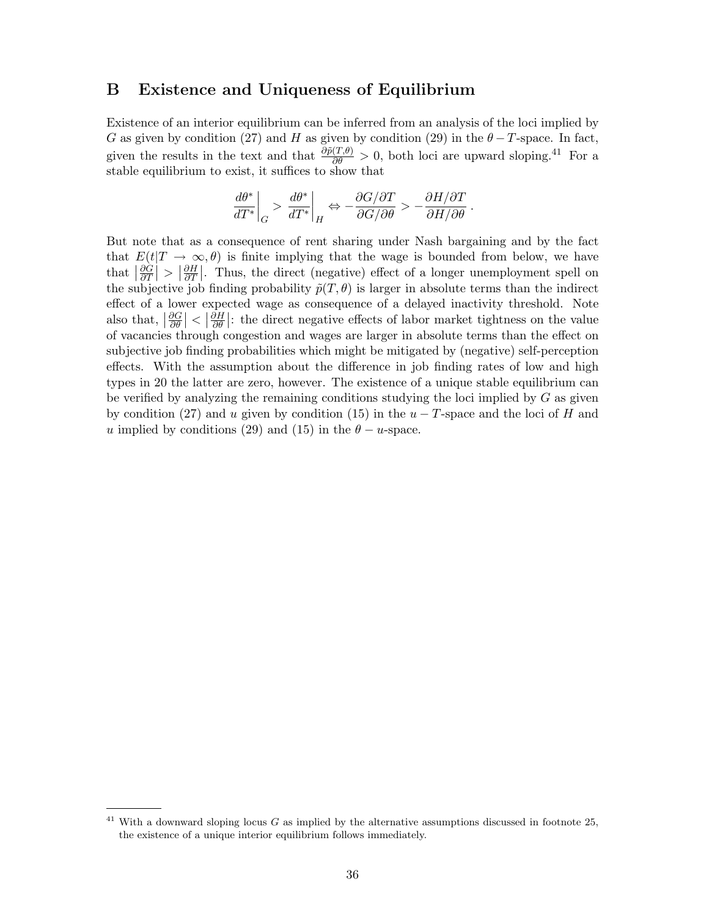# B Existence and Uniqueness of Equilibrium

Existence of an interior equilibrium can be inferred from an analysis of the loci implied by $G$ as given by condition (27) and $H$ as given by condition (29) in the $\theta - T$-space. In fact, given the results in the text and that $\frac{\partial \tilde{p}(T,\theta)}{\partial \theta} > 0$, both loci are upward sloping.[41] For a stable equilibrium to exist, it suffices to show that

$$\left.\frac{d\theta^*}{dT^*}\right|_G > \left.\frac{d\theta^*}{dT^*}\right|_H \Leftrightarrow -\frac{\partial G/\partial T}{\partial G/\partial \theta} > -\frac{\partial H/\partial T}{\partial H/\partial \theta}.$$

But note that as a consequence of rent sharing under Nash bargaining and by the fact that $E(t|T \to \infty, \theta)$ is finite implying that the wage is bounded from below, we have that $\left|\frac{\partial G}{\partial T}\right| > \left|\frac{\partial H}{\partial T}\right|$. Thus, the direct (negative) effect of a longer unemployment spell on the subjective job finding probability $\tilde{p}(T,\theta)$ is larger in absolute terms than the indirect effect of a lower expected wage as consequence of a delayed inactivity threshold. Note also that, $\left|\frac{\partial G}{\partial \theta}\right| < \left|\frac{\partial H}{\partial \theta}\right|$: the direct negative effects of labor market tightness on the value of vacancies through congestion and wages are larger in absolute terms than the effect on subjective job finding probabilities which might be mitigated by (negative) self-perception effects. With the assumption about the difference in job finding rates of low and high types in 20 the latter are zero, however. The existence of a unique stable equilibrium can be verified by analyzing the remaining conditions studying the loci implied by $G$ as given by condition (27) and $u$ given by condition (15) in the $u - T$-space and the loci of $H$ and $u$ implied by conditions (29) and (15) in the $\theta - u$-space.

[41] With a downward sloping locus $G$ as implied by the alternative assumptions discussed in footnote 25, the existence of a unique interior equilibrium follows immediately.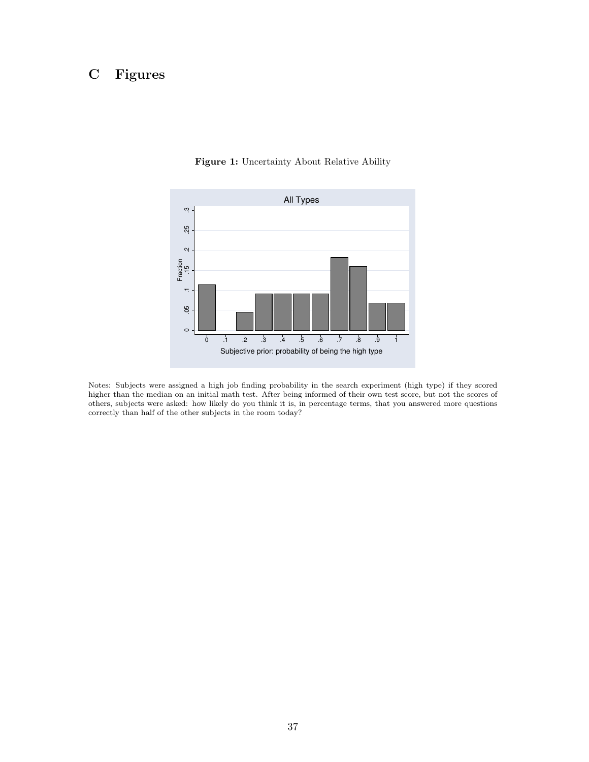# C Figures

**Figure 1:** Uncertainty About Relative Ability

All Types

Fraction

0
.05
.1
.15
.2
.25
.3

0
.1
.2
.3
.4
.5
.6
.7
.8
.9
1

Subjective prior: probability of being the high type

Notes: Subjects were assigned a high job finding probability in the search experiment (high type) if they scored higher than the median on an initial math test. After being informed of their own test score, but not the scores of others, subjects were asked: how likely do you think it is, in percentage terms, that you answered more questions correctly than half of the other subjects in the room today?